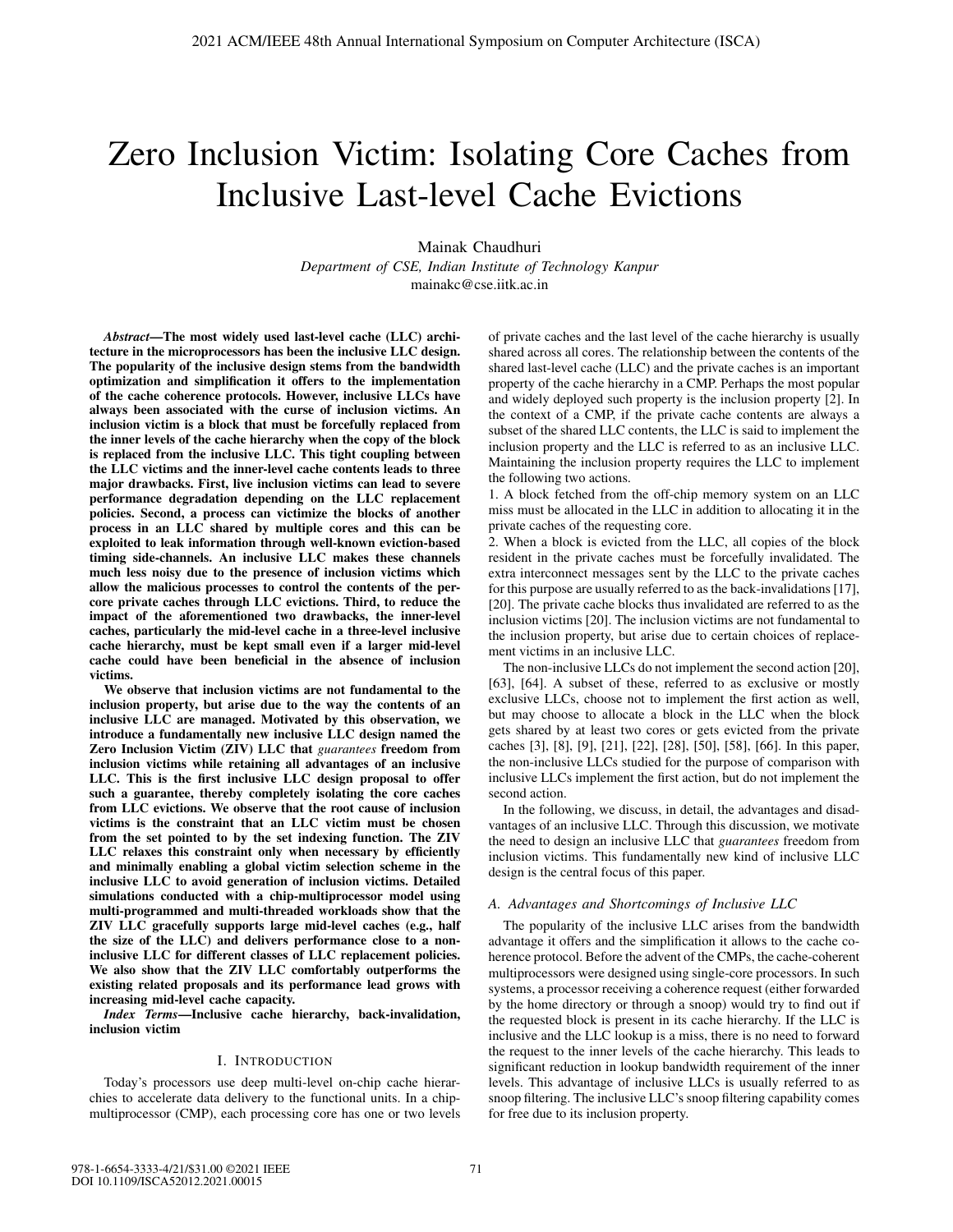# Zero Inclusion Victim: Isolating Core Caches from Inclusive Last-level Cache Evictions

Mainak Chaudhuri

*Department of CSE, Indian Institute of Technology Kanpur*

mainakc@cse.iitk.ac.in

***Abstract*—The most widely used last-level cache (LLC) architecture in the microprocessors has been the inclusive LLC design. The popularity of the inclusive design stems from the bandwidth optimization and simplification it offers to the implementation of the cache coherence protocols. However, inclusive LLCs have always been associated with the curse of inclusion victims. An inclusion victim is a block that must be forcefully replaced from the inner levels of the cache hierarchy when the copy of the block is replaced from the inclusive LLC. This tight coupling between the LLC victims and the inner-level cache contents leads to three major drawbacks. First, live inclusion victims can lead to severe performance degradation depending on the LLC replacement policies. Second, a process can victimize the blocks of another process in an LLC shared by multiple cores and this can be exploited to leak information through well-known eviction-based timing side-channels. An inclusive LLC makes these channels much less noisy due to the presence of inclusion victims which allow the malicious processes to control the contents of the per-core private caches through LLC evictions. Third, to reduce the impact of the aforementioned two drawbacks, the inner-level caches, particularly the mid-level cache in a three-level inclusive cache hierarchy, must be kept small even if a larger mid-level cache could have been beneficial in the absence of inclusion victims.**

**We observe that inclusion victims are not fundamental to the inclusion property, but arise due to the way the contents of an inclusive LLC are managed. Motivated by this observation, we introduce a fundamentally new inclusive LLC design named the Zero Inclusion Victim (ZIV) LLC that *guarantees* freedom from inclusion victims while retaining all advantages of an inclusive LLC. This is the first inclusive LLC design proposal to offer such a guarantee, thereby completely isolating the core caches from LLC evictions. We observe that the root cause of inclusion victims is the constraint that an LLC victim must be chosen from the set pointed to by the set indexing function. The ZIV LLC relaxes this constraint only when necessary by efficiently and minimally enabling a global victim selection scheme in the inclusive LLC to avoid generation of inclusion victims. Detailed simulations conducted with a chip-multiprocessor model using multi-programmed and multi-threaded workloads show that the ZIV LLC gracefully supports large mid-level caches (e.g., half the size of the LLC) and delivers performance close to a non-inclusive LLC for different classes of LLC replacement policies. We also show that the ZIV LLC comfortably outperforms the existing related proposals and its performance lead grows with increasing mid-level cache capacity.**

***Index Terms*—Inclusive cache hierarchy, back-invalidation, inclusion victim**

## I. Introduction

Today's processors use deep multi-level on-chip cache hierarchies to accelerate data delivery to the functional units. In a chip-multiprocessor (CMP), each processing core has one or two levels of private caches and the last level of the cache hierarchy is usually shared across all cores. The relationship between the contents of the shared last-level cache (LLC) and the private caches is an important property of the cache hierarchy in a CMP. Perhaps the most popular and widely deployed such property is the inclusion property [2]. In the context of a CMP, if the private cache contents are always a subset of the shared LLC contents, the LLC is said to implement the inclusion property and the LLC is referred to as an inclusive LLC. Maintaining the inclusion property requires the LLC to implement the following two actions.

1. A block fetched from the off-chip memory system on an LLC miss must be allocated in the LLC in addition to allocating it in the private caches of the requesting core.
2. When a block is evicted from the LLC, all copies of the block resident in the private caches must be forcefully invalidated. The extra interconnect messages sent by the LLC to the private caches for this purpose are usually referred to as the back-invalidations [17], [20]. The private cache blocks thus invalidated are referred to as the inclusion victims [20]. The inclusion victims are not fundamental to the inclusion property, but arise due to certain choices of replacement victims in an inclusive LLC.

The non-inclusive LLCs do not implement the second action [20], [63], [64]. A subset of these, referred to as exclusive or mostly exclusive LLCs, choose not to implement the first action as well, but may choose to allocate a block in the LLC when the block gets shared by at least two cores or gets evicted from the private caches [3], [8], [9], [21], [22], [28], [50], [58], [66]. In this paper, the non-inclusive LLCs studied for the purpose of comparison with inclusive LLCs implement the first action, but do not implement the second action.

In the following, we discuss, in detail, the advantages and disadvantages of an inclusive LLC. Through this discussion, we motivate the need to design an inclusive LLC that *guarantees* freedom from inclusion victims. This fundamentally new kind of inclusive LLC design is the central focus of this paper.

### *A. Advantages and Shortcomings of Inclusive LLC*

The popularity of the inclusive LLC arises from the bandwidth advantage it offers and the simplification it allows to the cache coherence protocol. Before the advent of the CMPs, the cache-coherent multiprocessors were designed using single-core processors. In such systems, a processor receiving a coherence request (either forwarded by the home directory or through a snoop) would try to find out if the requested block is present in its cache hierarchy. If the LLC is inclusive and the LLC lookup is a miss, there is no need to forward the request to the inner levels of the cache hierarchy. This leads to significant reduction in lookup bandwidth requirement of the inner levels. This advantage of inclusive LLCs is usually referred to as snoop filtering. The inclusive LLC's snoop filtering capability comes for free due to its inclusion property.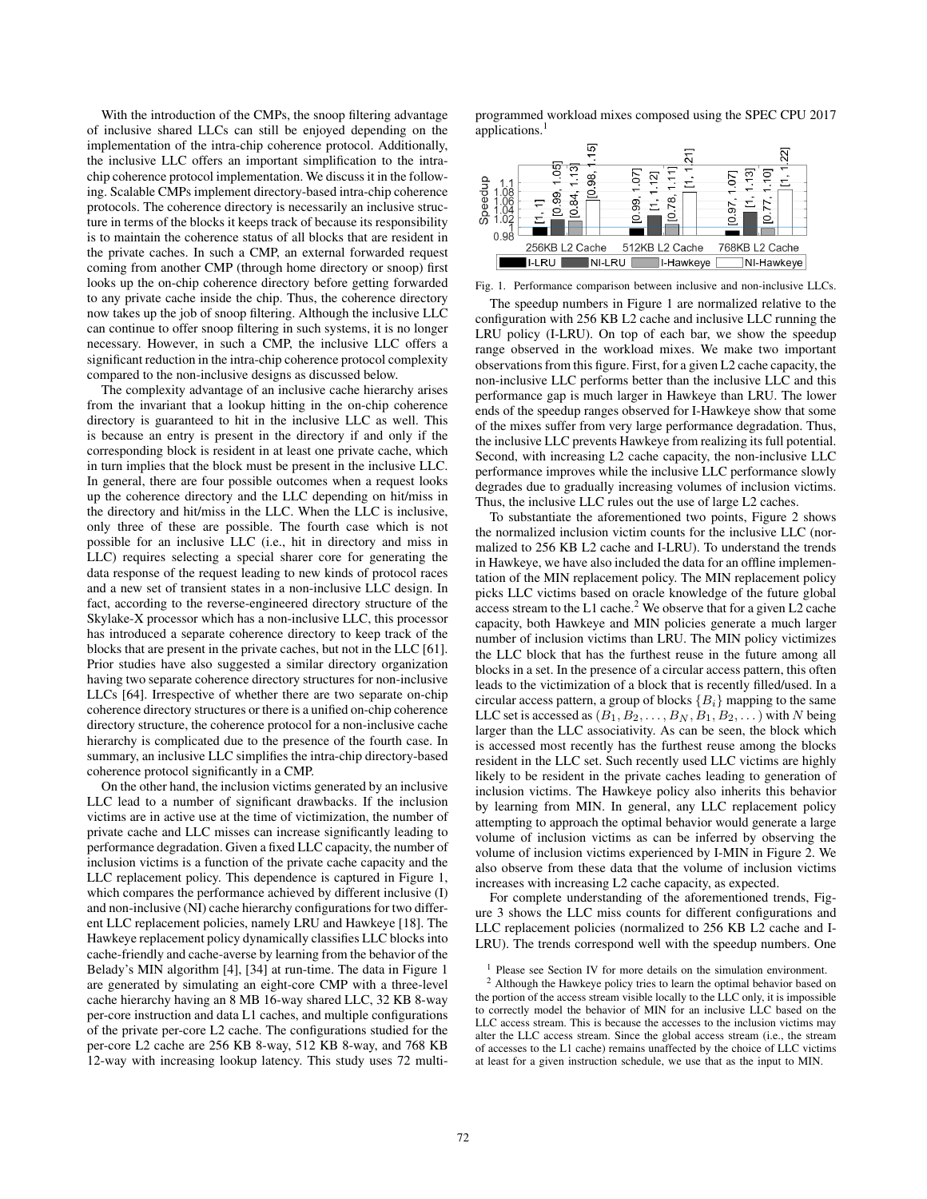With the introduction of the CMPs, the snoop filtering advantage of inclusive shared LLCs can still be enjoyed depending on the implementation of the intra-chip coherence protocol. Additionally, the inclusive LLC offers an important simplification to the intra-chip coherence protocol implementation. We discuss it in the following. Scalable CMPs implement directory-based intra-chip coherence protocols. The coherence directory is necessarily an inclusive structure in terms of the blocks it keeps track of because its responsibility is to maintain the coherence status of all blocks that are resident in the private caches. In such a CMP, an external forwarded request coming from another CMP (through home directory or snoop) first looks up the on-chip coherence directory before getting forwarded to any private cache inside the chip. Thus, the coherence directory now takes up the job of snoop filtering. Although the inclusive LLC can continue to offer snoop filtering in such systems, it is no longer necessary. However, in such a CMP, the inclusive LLC offers a significant reduction in the intra-chip coherence protocol complexity compared to the non-inclusive designs as discussed below.

The complexity advantage of an inclusive cache hierarchy arises from the invariant that a lookup hitting in the on-chip coherence directory is guaranteed to hit in the inclusive LLC as well. This is because an entry is present in the directory if and only if the corresponding block is resident in at least one private cache, which in turn implies that the block must be present in the inclusive LLC. In general, there are four possible outcomes when a request looks up the coherence directory and the LLC depending on hit/miss in the directory and hit/miss in the LLC. When the LLC is inclusive, only three of these are possible. The fourth case which is not possible for an inclusive LLC (i.e., hit in directory and miss in LLC) requires selecting a special sharer core for generating the data response of the request leading to new kinds of protocol races and a new set of transient states in a non-inclusive LLC design. In fact, according to the reverse-engineered directory structure of the Skylake-X processor which has a non-inclusive LLC, this processor has introduced a separate coherence directory to keep track of the blocks that are present in the private caches, but not in the LLC [61]. Prior studies have also suggested a similar directory organization having two separate coherence directory structures for non-inclusive LLCs [64]. Irrespective of whether there are two separate on-chip coherence directory structures or there is a unified on-chip coherence directory structure, the coherence protocol for a non-inclusive cache hierarchy is complicated due to the presence of the fourth case. In summary, an inclusive LLC simplifies the intra-chip directory-based coherence protocol significantly in a CMP.

On the other hand, the inclusion victims generated by an inclusive LLC lead to a number of significant drawbacks. If the inclusion victims are in active use at the time of victimization, the number of private cache and LLC misses can increase significantly leading to performance degradation. Given a fixed LLC capacity, the number of inclusion victims is a function of the private cache capacity and the LLC replacement policy. This dependence is captured in Figure 1, which compares the performance achieved by different inclusive (I) and non-inclusive (NI) cache hierarchy configurations for two different LLC replacement policies, namely LRU and Hawkeye [18]. The Hawkeye replacement policy dynamically classifies LLC blocks into cache-friendly and cache-averse by learning from the behavior of the Belady's MIN algorithm [4], [34] at run-time. The data in Figure 1 are generated by simulating an eight-core CMP with a three-level cache hierarchy having an 8 MB 16-way shared LLC, 32 KB 8-way per-core instruction and data L1 caches, and multiple configurations of the private per-core L2 cache. The configurations studied for the per-core L2 cache are 256 KB 8-way, 512 KB 8-way, and 768 KB 12-way with increasing lookup latency. This study uses 72 multi-programmed workload mixes composed using the SPEC CPU 2017 applications.[1]

Fig. 1. Performance comparison between inclusive and non-inclusive LLCs.

The speedup numbers in Figure 1 are normalized relative to the configuration with 256 KB L2 cache and inclusive LLC running the LRU policy (I-LRU). On top of each bar, we show the speedup range observed in the workload mixes. We make two important observations from this figure. First, for a given L2 cache capacity, the non-inclusive LLC performs better than the inclusive LLC and this performance gap is much larger in Hawkeye than LRU. The lower ends of the speedup ranges observed for I-Hawkeye show that some of the mixes suffer from very large performance degradation. Thus, the inclusive LLC prevents Hawkeye from realizing its full potential. Second, with increasing L2 cache capacity, the non-inclusive LLC performance improves while the inclusive LLC performance slowly degrades due to gradually increasing volumes of inclusion victims. Thus, the inclusive LLC rules out the use of large L2 caches.

To substantiate the aforementioned two points, Figure 2 shows the normalized inclusion victim counts for the inclusive LLC (normalized to 256 KB L2 cache and I-LRU). To understand the trends in Hawkeye, we have also included the data for an offline implementation of the MIN replacement policy. The MIN replacement policy picks LLC victims based on oracle knowledge of the future global access stream to the L1 cache.[2] We observe that for a given L2 cache capacity, both Hawkeye and MIN policies generate a much larger number of inclusion victims than LRU. The MIN policy victimizes the LLC block that has the furthest reuse in the future among all blocks in a set. In the presence of a circular access pattern, this often leads to the victimization of a block that is recently filled/used. In a circular access pattern, a group of blocks $\{B_i\}$ mapping to the same LLC set is accessed as $(B_1, B_2, \ldots, B_N, B_1, B_2, \ldots)$ with $N$ being larger than the LLC associativity. As can be seen, the block which is accessed most recently has the furthest reuse among the blocks resident in the LLC set. Such recently used LLC victims are highly likely to be resident in the private caches leading to generation of inclusion victims. The Hawkeye policy also inherits this behavior by learning from MIN. In general, any LLC replacement policy attempting to approach the optimal behavior would generate a large volume of inclusion victims as can be inferred by observing the volume of inclusion victims experienced by I-MIN in Figure 2. We also observe from these data that the volume of inclusion victims increases with increasing L2 cache capacity, as expected.

For complete understanding of the aforementioned trends, Figure 3 shows the LLC miss counts for different configurations and LLC replacement policies (normalized to 256 KB L2 cache and I-LRU). The trends correspond well with the speedup numbers. One

[1] Please see Section IV for more details on the simulation environment.

[2] Although the Hawkeye policy tries to learn the optimal behavior based on the portion of the access stream visible locally to the LLC only, it is impossible to correctly model the behavior of MIN for an inclusive LLC based on the LLC access stream. This is because the accesses to the inclusion victims may alter the LLC access stream. Since the global access stream (i.e., the stream of accesses to the L1 cache) remains unaffected by the choice of LLC victims at least for a given instruction schedule, we use that as the input to MIN.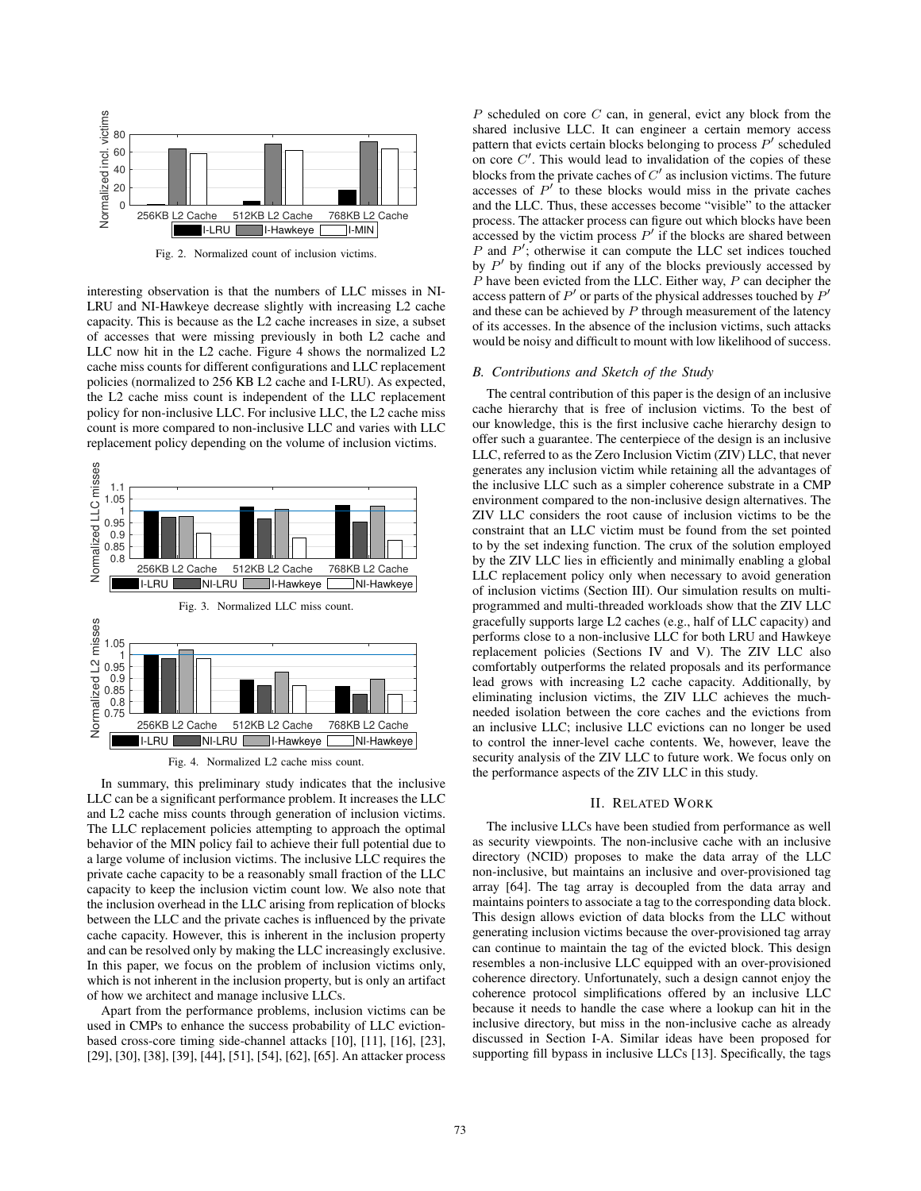Fig. 2. Normalized count of inclusion victims.

interesting observation is that the numbers of LLC misses in NI-LRU and NI-Hawkeye decrease slightly with increasing L2 cache capacity. This is because as the L2 cache increases in size, a subset of accesses that were missing previously in both L2 cache and LLC now hit in the L2 cache. Figure 4 shows the normalized L2 cache miss counts for different configurations and LLC replacement policies (normalized to 256 KB L2 cache and I-LRU). As expected, the L2 cache miss count is independent of the LLC replacement policy for non-inclusive LLC. For inclusive LLC, the L2 cache miss count is more compared to non-inclusive LLC and varies with LLC replacement policy depending on the volume of inclusion victims.

Fig. 3. Normalized LLC miss count.

Fig. 4. Normalized L2 cache miss count.

In summary, this preliminary study indicates that the inclusive LLC can be a significant performance problem. It increases the LLC and L2 cache miss counts through generation of inclusion victims. The LLC replacement policies attempting to approach the optimal behavior of the MIN policy fail to achieve their full potential due to a large volume of inclusion victims. The inclusive LLC requires the private cache capacity to be a reasonably small fraction of the LLC capacity to keep the inclusion victim count low. We also note that the inclusion overhead in the LLC arising from replication of blocks between the LLC and the private caches is influenced by the private cache capacity. However, this is inherent in the inclusion property and can be resolved only by making the LLC increasingly exclusive. In this paper, we focus on the problem of inclusion victims only, which is not inherent in the inclusion property, but is only an artifact of how we architect and manage inclusive LLCs.

Apart from the performance problems, inclusion victims can be used in CMPs to enhance the success probability of LLC eviction-based cross-core timing side-channel attacks [10], [11], [16], [23], [29], [30], [38], [39], [44], [51], [54], [62], [65]. An attacker process $P$ scheduled on core $C$ can, in general, evict any block from the shared inclusive LLC. It can engineer a certain memory access pattern that evicts certain blocks belonging to process $P'$ scheduled on core $C'$. This would lead to invalidation of the copies of these blocks from the private caches of $C'$ as inclusion victims. The future accesses of $P'$ to these blocks would miss in the private caches and the LLC. Thus, these accesses become "visible" to the attacker process. The attacker process can figure out which blocks have been accessed by the victim process $P'$ if the blocks are shared between $P$ and $P'$; otherwise it can compute the LLC set indices touched by $P'$ by finding out if any of the blocks previously accessed by $P$ have been evicted from the LLC. Either way, $P$ can decipher the access pattern of $P'$ or parts of the physical addresses touched by $P'$ and these can be achieved by $P$ through measurement of the latency of its accesses. In the absence of the inclusion victims, such attacks would be noisy and difficult to mount with low likelihood of success.

### *B. Contributions and Sketch of the Study*

The central contribution of this paper is the design of an inclusive cache hierarchy that is free of inclusion victims. To the best of our knowledge, this is the first inclusive cache hierarchy design to offer such a guarantee. The centerpiece of the design is an inclusive LLC, referred to as the Zero Inclusion Victim (ZIV) LLC, that never generates any inclusion victim while retaining all the advantages of the inclusive LLC such as a simpler coherence substrate in a CMP environment compared to the non-inclusive design alternatives. The ZIV LLC considers the root cause of inclusion victims to be the constraint that an LLC victim must be found from the set pointed to by the set indexing function. The crux of the solution employed by the ZIV LLC lies in efficiently and minimally enabling a global LLC replacement policy only when necessary to avoid generation of inclusion victims (Section III). Our simulation results on multi-programmed and multi-threaded workloads show that the ZIV LLC gracefully supports large L2 caches (e.g., half of LLC capacity) and performs close to a non-inclusive LLC for both LRU and Hawkeye replacement policies (Sections IV and V). The ZIV LLC also comfortably outperforms the related proposals and its performance lead grows with increasing L2 cache capacity. Additionally, by eliminating inclusion victims, the ZIV LLC achieves the much-needed isolation between the core caches and the evictions from an inclusive LLC; inclusive LLC evictions can no longer be used to control the inner-level cache contents. We, however, leave the security analysis of the ZIV LLC to future work. We focus only on the performance aspects of the ZIV LLC in this study.

## II. Related Work

The inclusive LLCs have been studied from performance as well as security viewpoints. The non-inclusive cache with an inclusive directory (NCID) proposes to make the data array of the LLC non-inclusive, but maintains an inclusive and over-provisioned tag array [64]. The tag array is decoupled from the data array and maintains pointers to associate a tag to the corresponding data block. This design allows eviction of data blocks from the LLC without generating inclusion victims because the over-provisioned tag array can continue to maintain the tag of the evicted block. This design resembles a non-inclusive LLC equipped with an over-provisioned coherence directory. Unfortunately, such a design cannot enjoy the coherence protocol simplifications offered by an inclusive LLC because it needs to handle the case where a lookup can hit in the inclusive directory, but miss in the non-inclusive cache as already discussed in Section I-A. Similar ideas have been proposed for supporting fill bypass in inclusive LLCs [13]. Specifically, the tags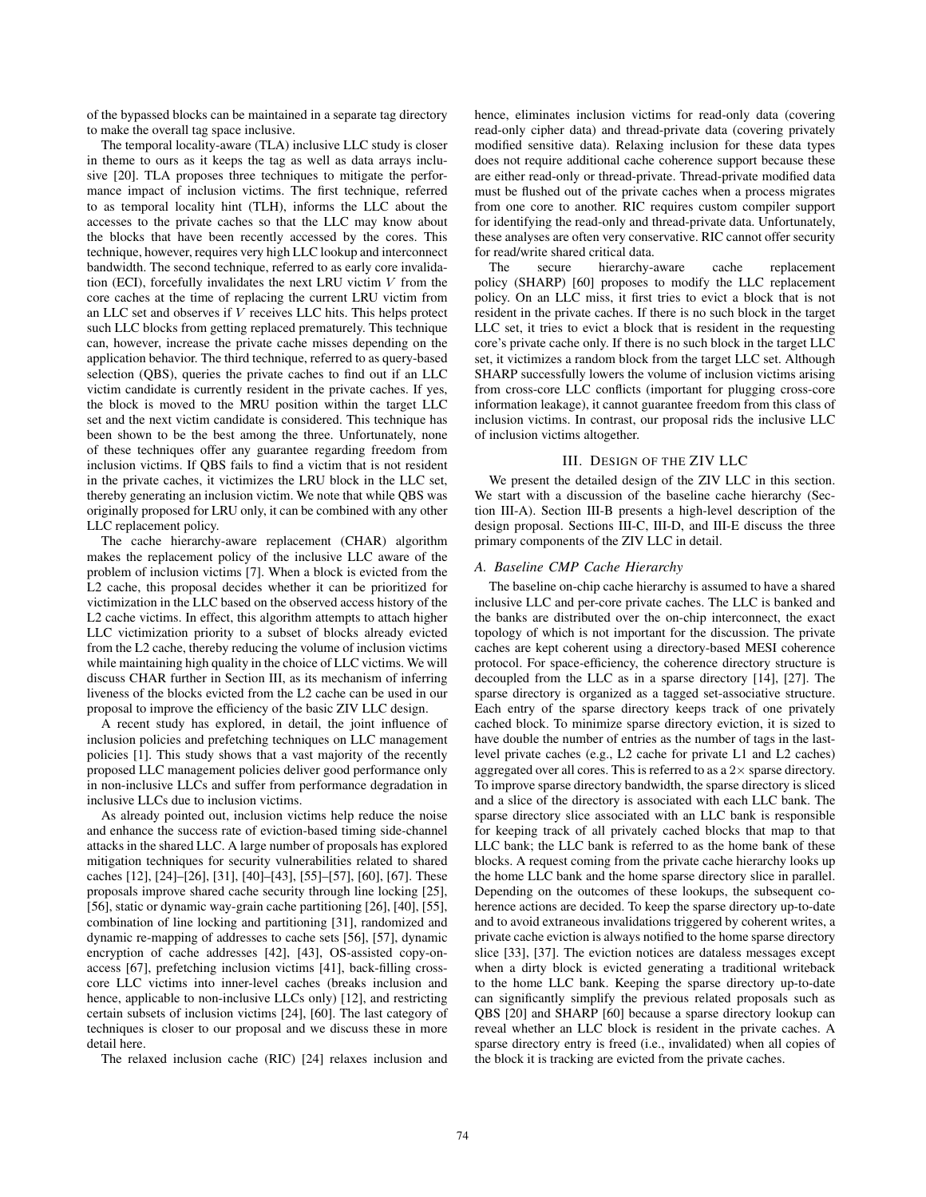of the bypassed blocks can be maintained in a separate tag directory to make the overall tag space inclusive.

The temporal locality-aware (TLA) inclusive LLC study is closer in theme to ours as it keeps the tag as well as data arrays inclusive [20]. TLA proposes three techniques to mitigate the performance impact of inclusion victims. The first technique, referred to as temporal locality hint (TLH), informs the LLC about the accesses to the private caches so that the LLC may know about the blocks that have been recently accessed by the cores. This technique, however, requires very high LLC lookup and interconnect bandwidth. The second technique, referred to as early core invalidation (ECI), forcefully invalidates the next LRU victim $V$ from the core caches at the time of replacing the current LRU victim from an LLC set and observes if $V$ receives LLC hits. This helps protect such LLC blocks from getting replaced prematurely. This technique can, however, increase the private cache misses depending on the application behavior. The third technique, referred to as query-based selection (QBS), queries the private caches to find out if an LLC victim candidate is currently resident in the private caches. If yes, the block is moved to the MRU position within the target LLC set and the next victim candidate is considered. This technique has been shown to be the best among the three. Unfortunately, none of these techniques offer any guarantee regarding freedom from inclusion victims. If QBS fails to find a victim that is not resident in the private caches, it victimizes the LRU block in the LLC set, thereby generating an inclusion victim. We note that while QBS was originally proposed for LRU only, it can be combined with any other LLC replacement policy.

The cache hierarchy-aware replacement (CHAR) algorithm makes the replacement policy of the inclusive LLC aware of the problem of inclusion victims [7]. When a block is evicted from the L2 cache, this proposal decides whether it can be prioritized for victimization in the LLC based on the observed access history of the L2 cache victims. In effect, this algorithm attempts to attach higher LLC victimization priority to a subset of blocks already evicted from the L2 cache, thereby reducing the volume of inclusion victims while maintaining high quality in the choice of LLC victims. We will discuss CHAR further in Section III, as its mechanism of inferring liveness of the blocks evicted from the L2 cache can be used in our proposal to improve the efficiency of the basic ZIV LLC design.

A recent study has explored, in detail, the joint influence of inclusion policies and prefetching techniques on LLC management policies [1]. This study shows that a vast majority of the recently proposed LLC management policies deliver good performance only in non-inclusive LLCs and suffer from performance degradation in inclusive LLCs due to inclusion victims.

As already pointed out, inclusion victims help reduce the noise and enhance the success rate of eviction-based timing side-channel attacks in the shared LLC. A large number of proposals has explored mitigation techniques for security vulnerabilities related to shared caches [12], [24]–[26], [31], [40]–[43], [55]–[57], [60], [67]. These proposals improve shared cache security through line locking [25], [56], static or dynamic way-grain cache partitioning [26], [40], [55], combination of line locking and partitioning [31], randomized and dynamic re-mapping of addresses to cache sets [56], [57], dynamic encryption of cache addresses [42], [43], OS-assisted copy-on-access [67], prefetching inclusion victims [41], back-filling cross-core LLC victims into inner-level caches (breaks inclusion and hence, applicable to non-inclusive LLCs only) [12], and restricting certain subsets of inclusion victims [24], [60]. The last category of techniques is closer to our proposal and we discuss these in more detail here.

The relaxed inclusion cache (RIC) [24] relaxes inclusion and hence, eliminates inclusion victims for read-only data (covering read-only cipher data) and thread-private data (covering privately modified sensitive data). Relaxing inclusion for these data types does not require additional cache coherence support because these are either read-only or thread-private. Thread-private modified data must be flushed out of the private caches when a process migrates from one core to another. RIC requires custom compiler support for identifying the read-only and thread-private data. Unfortunately, these analyses are often very conservative. RIC cannot offer security for read/write shared critical data.

The secure hierarchy-aware cache replacement policy (SHARP) [60] proposes to modify the LLC replacement policy. On an LLC miss, it first tries to evict a block that is not resident in the private caches. If there is no such block in the target LLC set, it tries to evict a block that is resident in the requesting core's private cache only. If there is no such block in the target LLC set, it victimizes a random block from the target LLC set. Although SHARP successfully lowers the volume of inclusion victims arising from cross-core LLC conflicts (important for plugging cross-core information leakage), it cannot guarantee freedom from this class of inclusion victims. In contrast, our proposal rids the inclusive LLC of inclusion victims altogether.

## III. Design of the ZIV LLC

We present the detailed design of the ZIV LLC in this section. We start with a discussion of the baseline cache hierarchy (Section III-A). Section III-B presents a high-level description of the design proposal. Sections III-C, III-D, and III-E discuss the three primary components of the ZIV LLC in detail.

### A. Baseline CMP Cache Hierarchy

The baseline on-chip cache hierarchy is assumed to have a shared inclusive LLC and per-core private caches. The LLC is banked and the banks are distributed over the on-chip interconnect, the exact topology of which is not important for the discussion. The private caches are kept coherent using a directory-based MESI coherence protocol. For space-efficiency, the coherence directory structure is decoupled from the LLC as in a sparse directory [14], [27]. The sparse directory is organized as a tagged set-associative structure. Each entry of the sparse directory keeps track of one privately cached block. To minimize sparse directory eviction, it is sized to have double the number of entries as the number of tags in the last-level private caches (e.g., L2 cache for private L1 and L2 caches) aggregated over all cores. This is referred to as a $2\times$ sparse directory. To improve sparse directory bandwidth, the sparse directory is sliced and a slice of the directory is associated with each LLC bank. The sparse directory slice associated with an LLC bank is responsible for keeping track of all privately cached blocks that map to that LLC bank; the LLC bank is referred to as the home bank of these blocks. A request coming from the private cache hierarchy looks up the home LLC bank and the home sparse directory slice in parallel. Depending on the outcomes of these lookups, the subsequent coherence actions are decided. To keep the sparse directory up-to-date and to avoid extraneous invalidations triggered by coherent writes, a private cache eviction is always notified to the home sparse directory slice [33], [37]. The eviction notices are dataless messages except when a dirty block is evicted generating a traditional writeback to the home LLC bank. Keeping the sparse directory up-to-date can significantly simplify the previous related proposals such as QBS [20] and SHARP [60] because a sparse directory lookup can reveal whether an LLC block is resident in the private caches. A sparse directory entry is freed (i.e., invalidated) when all copies of the block it is tracking are evicted from the private caches.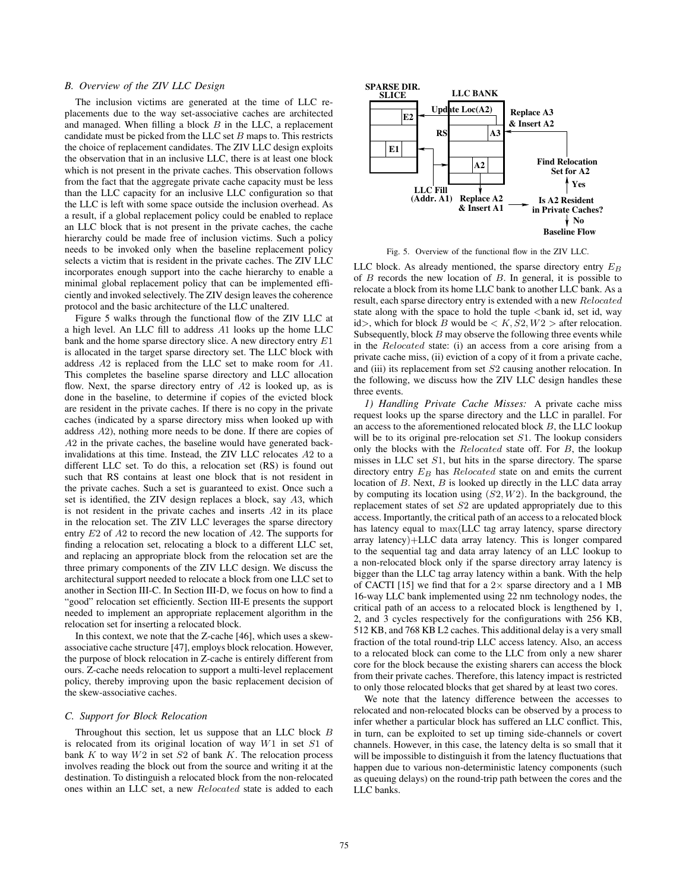### B. Overview of the ZIV LLC Design

The inclusion victims are generated at the time of LLC replacements due to the way set-associative caches are architected and managed. When filling a block $B$ in the LLC, a replacement candidate must be picked from the LLC set $B$ maps to. This restricts the choice of replacement candidates. The ZIV LLC design exploits the observation that in an inclusive LLC, there is at least one block which is not present in the private caches. This observation follows from the fact that the aggregate private cache capacity must be less than the LLC capacity for an inclusive LLC configuration so that the LLC is left with some space outside the inclusion overhead. As a result, if a global replacement policy could be enabled to replace an LLC block that is not present in the private caches, the cache hierarchy could be made free of inclusion victims. Such a policy needs to be invoked only when the baseline replacement policy selects a victim that is resident in the private caches. The ZIV LLC incorporates enough support into the cache hierarchy to enable a minimal global replacement policy that can be implemented efficiently and invoked selectively. The ZIV design leaves the coherence protocol and the basic architecture of the LLC unaltered.

Figure 5 walks through the functional flow of the ZIV LLC at a high level. An LLC fill to address $A1$ looks up the home LLC bank and the home sparse directory slice. A new directory entry $E1$ is allocated in the target sparse directory set. The LLC block with address $A2$ is replaced from the LLC set to make room for $A1$. This completes the baseline sparse directory and LLC allocation flow. Next, the sparse directory entry of $A2$ is looked up, as is done in the baseline, to determine if copies of the evicted block are resident in the private caches. If there is no copy in the private caches (indicated by a sparse directory miss when looked up with address $A2$), nothing more needs to be done. If there are copies of $A2$ in the private caches, the baseline would have generated back-invalidations at this time. Instead, the ZIV LLC relocates $A2$ to a different LLC set. To do this, a relocation set (RS) is found out such that RS contains at least one block that is not resident in the private caches. Such a set is guaranteed to exist. Once such a set is identified, the ZIV design replaces a block, say $A3$, which is not resident in the private caches and inserts $A2$ in its place in the relocation set. The ZIV LLC leverages the sparse directory entry $E2$ of $A2$ to record the new location of $A2$. The supports for finding a relocation set, relocating a block to a different LLC set, and replacing an appropriate block from the relocation set are the three primary components of the ZIV LLC design. We discuss the architectural support needed to relocate a block from one LLC set to another in Section III-C. In Section III-D, we focus on how to find a "good" relocation set efficiently. Section III-E presents the support needed to implement an appropriate replacement algorithm in the relocation set for inserting a relocated block.

In this context, we note that the Z-cache [46], which uses a skew-associative cache structure [47], employs block relocation. However, the purpose of block relocation in Z-cache is entirely different from ours. Z-cache needs relocation to support a multi-level replacement policy, thereby improving upon the basic replacement decision of the skew-associative caches.

### C. Support for Block Relocation

Throughout this section, let us suppose that an LLC block $B$ is relocated from its original location of way $W1$ in set $S1$ of bank $K$ to way $W2$ in set $S2$ of bank $K$. The relocation process involves reading the block out from the source and writing it at the destination. To distinguish a relocated block from the non-relocated ones within an LLC set, a new *Relocated* state is added to each LLC block. As already mentioned, the sparse directory entry $E_B$ of $B$ records the new location of $B$. In general, it is possible to relocate a block from its home LLC bank to another LLC bank. As a result, each sparse directory entry is extended with a new *Relocated* state along with the space to hold the tuple <bank id, set id, way id>, which for block $B$ would be $< K, S2, W2 >$ after relocation. Subsequently, block $B$ may observe the following three events while in the *Relocated* state: (i) an access from a core arising from a private cache miss, (ii) eviction of a copy of it from a private cache, and (iii) its replacement from set $S2$ causing another relocation. In the following, we discuss how the ZIV LLC design handles these three events.

Fig. 5. Overview of the functional flow in the ZIV LLC.

*1) Handling Private Cache Misses:* A private cache miss request looks up the sparse directory and the LLC in parallel. For an access to the aforementioned relocated block $B$, the LLC lookup will be to its original pre-relocation set $S1$. The lookup considers only the blocks with the *Relocated* state off. For $B$, the lookup misses in LLC set $S1$, but hits in the sparse directory. The sparse directory entry $E_B$ has *Relocated* state on and emits the current location of $B$. Next, $B$ is looked up directly in the LLC data array by computing its location using $(S2, W2)$. In the background, the replacement states of set $S2$ are updated appropriately due to this access. Importantly, the critical path of an access to a relocated block has latency equal to $\max$(LLC tag array latency, sparse directory array latency)+LLC data array latency. This is longer compared to the sequential tag and data array latency of an LLC lookup to a non-relocated block only if the sparse directory array latency is bigger than the LLC tag array latency within a bank. With the help of CACTI [15] we find that for a 2× sparse directory and a 1 MB 16-way LLC bank implemented using 22 nm technology nodes, the critical path of an access to a relocated block is lengthened by 1, 2, and 3 cycles respectively for the configurations with 256 KB, 512 KB, and 768 KB L2 caches. This additional delay is a very small fraction of the total round-trip LLC access latency. Also, an access to a relocated block can come to the LLC from only a new sharer core for the block because the existing sharers can access the block from their private caches. Therefore, this latency impact is restricted to only those relocated blocks that get shared by at least two cores.

We note that the latency difference between the accesses to relocated and non-relocated blocks can be observed by a process to infer whether a particular block has suffered an LLC conflict. This, in turn, can be exploited to set up timing side-channels or covert channels. However, in this case, the latency delta is so small that it will be impossible to distinguish it from the latency fluctuations that happen due to various non-deterministic latency components (such as queuing delays) on the round-trip path between the cores and the LLC banks.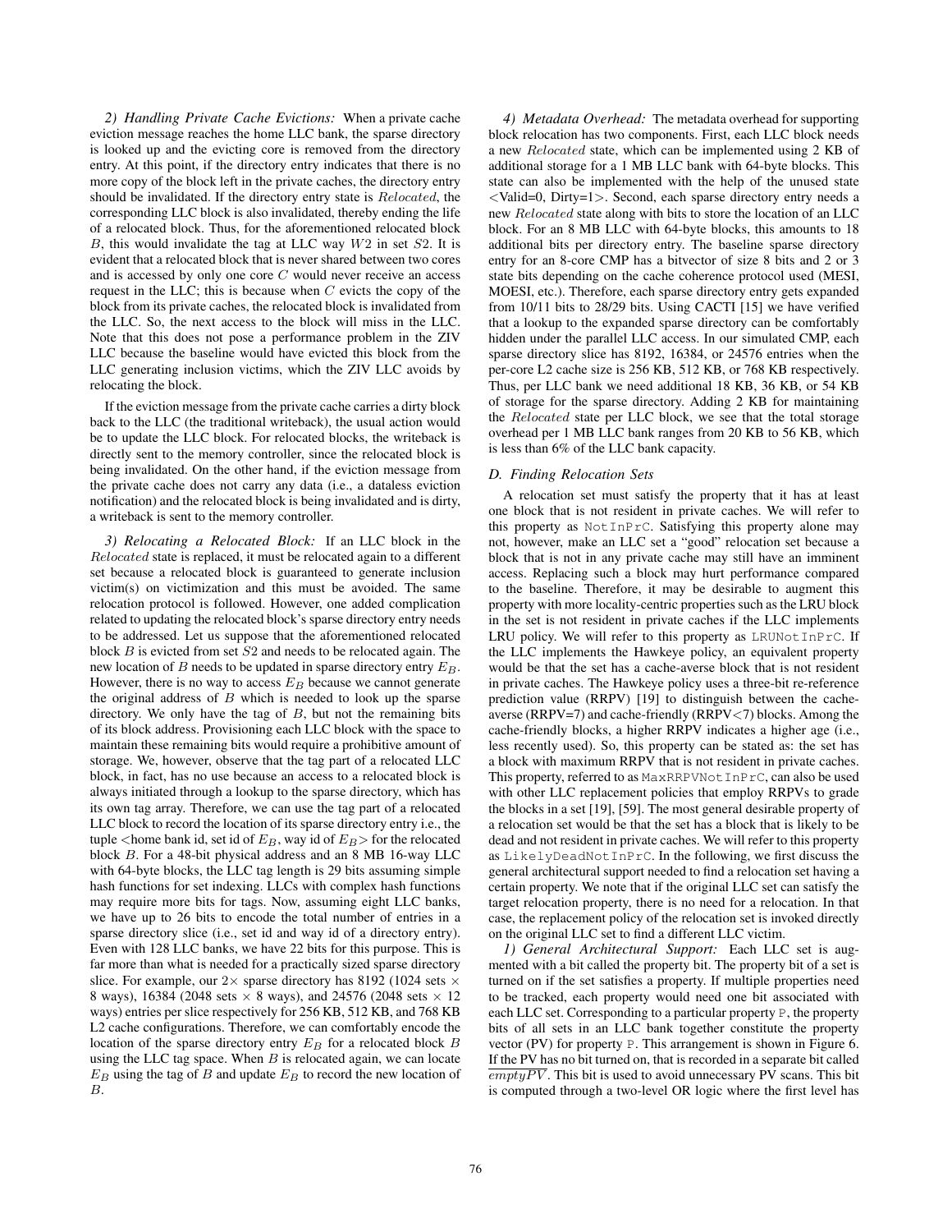*2) Handling Private Cache Evictions:* When a private cache eviction message reaches the home LLC bank, the sparse directory is looked up and the evicting core is removed from the directory entry. At this point, if the directory entry indicates that there is no more copy of the block left in the private caches, the directory entry should be invalidated. If the directory entry state is *Relocated*, the corresponding LLC block is also invalidated, thereby ending the life of a relocated block. Thus, for the aforementioned relocated block $B$, this would invalidate the tag at LLC way $W2$ in set $S2$. It is evident that a relocated block that is never shared between two cores and is accessed by only one core $C$ would never receive an access request in the LLC; this is because when $C$ evicts the copy of the block from its private caches, the relocated block is invalidated from the LLC. So, the next access to the block will miss in the LLC. Note that this does not pose a performance problem in the ZIV LLC because the baseline would have evicted this block from the LLC generating inclusion victims, which the ZIV LLC avoids by relocating the block.

If the eviction message from the private cache carries a dirty block back to the LLC (the traditional writeback), the usual action would be to update the LLC block. For relocated blocks, the writeback is directly sent to the memory controller, since the relocated block is being invalidated. On the other hand, if the eviction message from the private cache does not carry any data (i.e., a dataless eviction notification) and the relocated block is being invalidated and is dirty, a writeback is sent to the memory controller.

*3) Relocating a Relocated Block:* If an LLC block in the *Relocated* state is replaced, it must be relocated again to a different set because a relocated block is guaranteed to generate inclusion victim(s) on victimization and this must be avoided. The same relocation protocol is followed. However, one added complication related to updating the relocated block's sparse directory entry needs to be addressed. Let us suppose that the aforementioned relocated block $B$ is evicted from set $S2$ and needs to be relocated again. The new location of $B$ needs to be updated in sparse directory entry $E_B$. However, there is no way to access $E_B$ because we cannot generate the original address of $B$ which is needed to look up the sparse directory. We only have the tag of $B$, but not the remaining bits of its block address. Provisioning each LLC block with the space to maintain these remaining bits would require a prohibitive amount of storage. We, however, observe that the tag part of a relocated LLC block, in fact, has no use because an access to a relocated block is always initiated through a lookup to the sparse directory, which has its own tag array. Therefore, we can use the tag part of a relocated LLC block to record the location of its sparse directory entry i.e., the tuple <home bank id, set id of $E_B$, way id of $E_B$> for the relocated block $B$. For a 48-bit physical address and an 8 MB 16-way LLC with 64-byte blocks, the LLC tag length is 29 bits assuming simple hash functions for set indexing. LLCs with complex hash functions may require more bits for tags. Now, assuming eight LLC banks, we have up to 26 bits to encode the total number of entries in a sparse directory slice (i.e., set id and way id of a directory entry). Even with 128 LLC banks, we have 22 bits for this purpose. This is far more than what is needed for a practically sized sparse directory slice. For example, our 2× sparse directory has 8192 (1024 sets × 8 ways), 16384 (2048 sets × 8 ways), and 24576 (2048 sets × 12 ways) entries per slice respectively for 256 KB, 512 KB, and 768 KB L2 cache configurations. Therefore, we can comfortably encode the location of the sparse directory entry $E_B$ for a relocated block $B$ using the LLC tag space. When $B$ is relocated again, we can locate $E_B$ using the tag of $B$ and update $E_B$ to record the new location of $B$.

*4) Metadata Overhead:* The metadata overhead for supporting block relocation has two components. First, each LLC block needs a new *Relocated* state, which can be implemented using 2 KB of additional storage for a 1 MB LLC bank with 64-byte blocks. This state can also be implemented with the help of the unused state <Valid=0, Dirty=1>. Second, each sparse directory entry needs a new *Relocated* state along with bits to store the location of an LLC block. For an 8 MB LLC with 64-byte blocks, this amounts to 18 additional bits per directory entry. The baseline sparse directory entry for an 8-core CMP has a bitvector of size 8 bits and 2 or 3 state bits depending on the cache coherence protocol used (MESI, MOESI, etc.). Therefore, each sparse directory entry gets expanded from 10/11 bits to 28/29 bits. Using CACTI [15] we have verified that a lookup to the expanded sparse directory can be comfortably hidden under the parallel LLC access. In our simulated CMP, each sparse directory slice has 8192, 16384, or 24576 entries when the per-core L2 cache size is 256 KB, 512 KB, or 768 KB respectively. Thus, per LLC bank we need additional 18 KB, 36 KB, or 54 KB of storage for the sparse directory. Adding 2 KB for maintaining the *Relocated* state per LLC block, we see that the total storage overhead per 1 MB LLC bank ranges from 20 KB to 56 KB, which is less than 6% of the LLC bank capacity.

## D. Finding Relocation Sets

A relocation set must satisfy the property that it has at least one block that is not resident in private caches. We will refer to this property as `NotInPrC`. Satisfying this property alone may not, however, make an LLC set a "good" relocation set because a block that is not in any private cache may still have an imminent access. Replacing such a block may hurt performance compared to the baseline. Therefore, it may be desirable to augment this property with more locality-centric properties such as the LRU block in the set is not resident in private caches if the LLC implements LRU policy. We will refer to this property as `LRUNotInPrC`. If the LLC implements the Hawkeye policy, an equivalent property would be that the set has a cache-averse block that is not resident in private caches. The Hawkeye policy uses a three-bit re-reference prediction value (RRPV) [19] to distinguish between the cache-averse (RRPV=7) and cache-friendly (RRPV<7) blocks. Among the cache-friendly blocks, a higher RRPV indicates a higher age (i.e., less recently used). So, this property can be stated as: the set has a block with maximum RRPV that is not resident in private caches. This property, referred to as `MaxRRPVNotInPrC`, can also be used with other LLC replacement policies that employ RRPVs to grade the blocks in a set [19], [59]. The most general desirable property of a relocation set would be that the set has a block that is likely to be dead and not resident in private caches. We will refer to this property as `LikelyDeadNotInPrC`. In the following, we first discuss the general architectural support needed to find a relocation set having a certain property. We note that if the original LLC set can satisfy the target relocation property, there is no need for a relocation. In that case, the replacement policy of the relocation set is invoked directly on the original LLC set to find a different LLC victim.

*1) General Architectural Support:* Each LLC set is augmented with a bit called the property bit. The property bit of a set is turned on if the set satisfies a property. If multiple properties need to be tracked, each property would need one bit associated with each LLC set. Corresponding to a particular property `P`, the property bits of all sets in an LLC bank together constitute the property vector (PV) for property `P`. This arrangement is shown in Figure 6. If the PV has no bit turned on, that is recorded in a separate bit called $\overline{emptyPV}$. This bit is used to avoid unnecessary PV scans. This bit is computed through a two-level OR logic where the first level has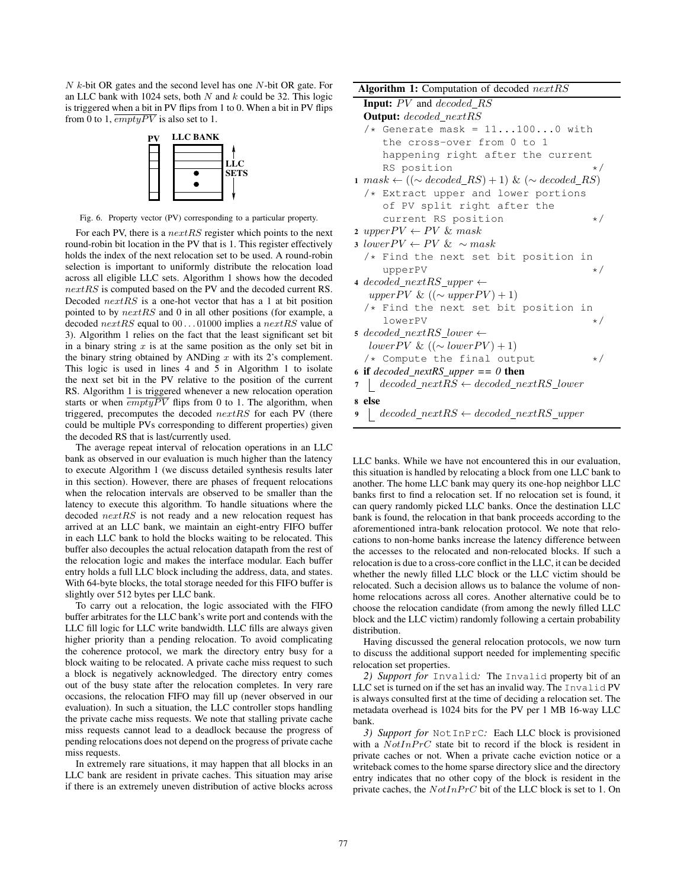$N$ $k$-bit OR gates and the second level has one $N$-bit OR gate. For an LLC bank with 1024 sets, both $N$ and $k$ could be 32. This logic is triggered when a bit in PV flips from 1 to 0. When a bit in PV flips from 0 to 1, $\overline{emptyPV}$ is also set to 1.

Fig. 6. Property vector (PV) corresponding to a particular property.

For each PV, there is a $nextRS$ register which points to the next round-robin bit location in the PV that is 1. This register effectively holds the index of the next relocation set to be used. A round-robin selection is important to uniformly distribute the relocation load across all eligible LLC sets. Algorithm 1 shows how the decoded $nextRS$ is computed based on the PV and the decoded current RS. Decoded $nextRS$ is a one-hot vector that has a 1 at bit position pointed to by $nextRS$ and 0 in all other positions (for example, a decoded $nextRS$ equal to $00\ldots01000$ implies a $nextRS$ value of 3). Algorithm 1 relies on the fact that the least significant set bit in a binary string $x$ is at the same position as the only set bit in the binary string obtained by ANDing $x$ with its 2's complement. This logic is used in lines 4 and 5 in Algorithm 1 to isolate the next set bit in the PV relative to the position of the current RS. Algorithm 1 is triggered whenever a new relocation operation starts or when $\overline{emptyPV}$ flips from 0 to 1. The algorithm, when triggered, precomputes the decoded $nextRS$ for each PV (there could be multiple PVs corresponding to different properties) given the decoded RS that is last/currently used.

**Algorithm 1:** Computation of decoded $nextRS$

**Input:** $PV$ and $decoded\_RS$

**Output:** $decoded\_nextRS$

```
   /* Generate mask = 11...100...0 with
      the cross-over from 0 to 1
      happening right after the current
      RS position                          */
1  mask ← ((∼ decoded_RS) + 1) & (∼ decoded_RS)
   /* Extract upper and lower portions
      of PV split right after the
      current RS position                  */
2  upperPV ← PV & mask
3  lowerPV ← PV & ∼ mask
   /* Find the next set bit position in
      upperPV                              */
4  decoded_nextRS_upper ←
     upperPV & ((∼ upperPV) + 1)
   /* Find the next set bit position in
      lowerPV                              */
5  decoded_nextRS_lower ←
     lowerPV & ((∼ lowerPV) + 1)
   /* Compute the final output             */
6  if decoded_nextRS_upper == 0 then
7  |  decoded_nextRS ← decoded_nextRS_lower
8  else
9  |  decoded_nextRS ← decoded_nextRS_upper
```

The average repeat interval of relocation operations in an LLC bank as observed in our evaluation is much higher than the latency to execute Algorithm 1 (we discuss detailed synthesis results later in this section). However, there are phases of frequent relocations when the relocation intervals are observed to be smaller than the latency to execute this algorithm. To handle situations where the decoded $nextRS$ is not ready and a new relocation request has arrived at an LLC bank, we maintain an eight-entry FIFO buffer in each LLC bank to hold the blocks waiting to be relocated. This buffer also decouples the actual relocation datapath from the rest of the relocation logic and makes the interface modular. Each buffer entry holds a full LLC block including the address, data, and states. With 64-byte blocks, the total storage needed for this FIFO buffer is slightly over 512 bytes per LLC bank.

To carry out a relocation, the logic associated with the FIFO buffer arbitrates for the LLC bank's write port and contends with the LLC fill logic for LLC write bandwidth. LLC fills are always given higher priority than a pending relocation. To avoid complicating the coherence protocol, we mark the directory entry busy for a block waiting to be relocated. A private cache miss request to such a block is negatively acknowledged. The directory entry comes out of the busy state after the relocation completes. In very rare occasions, the relocation FIFO may fill up (never observed in our evaluation). In such a situation, the LLC controller stops handling the private cache miss requests. We note that stalling private cache miss requests cannot lead to a deadlock because the progress of pending relocations does not depend on the progress of private cache miss requests.

In extremely rare situations, it may happen that all blocks in an LLC bank are resident in private caches. This situation may arise if there is an extremely uneven distribution of active blocks across LLC banks. While we have not encountered this in our evaluation, this situation is handled by relocating a block from one LLC bank to another. The home LLC bank may query its one-hop neighbor LLC banks first to find a relocation set. If no relocation set is found, it can query randomly picked LLC banks. Once the destination LLC bank is found, the relocation in that bank proceeds according to the aforementioned intra-bank relocation protocol. We note that relocations to non-home banks increase the latency difference between the accesses to the relocated and non-relocated blocks. If such a relocation is due to a cross-core conflict in the LLC, it can be decided whether the newly filled LLC block or the LLC victim should be relocated. Such a decision allows us to balance the volume of non-home relocations across all cores. Another alternative could be to choose the relocation candidate (from among the newly filled LLC block and the LLC victim) randomly following a certain probability distribution.

Having discussed the general relocation protocols, we now turn to discuss the additional support needed for implementing specific relocation set properties.

*2) Support for* `Invalid`*:* The `Invalid` property bit of an LLC set is turned on if the set has an invalid way. The `Invalid` PV is always consulted first at the time of deciding a relocation set. The metadata overhead is 1024 bits for the PV per 1 MB 16-way LLC bank.

*3) Support for* `NotInPrC`*:* Each LLC block is provisioned with a $NotInPrC$ state bit to record if the block is resident in private caches or not. When a private cache eviction notice or a writeback comes to the home sparse directory slice and the directory entry indicates that no other copy of the block is resident in the private caches, the $NotInPrC$ bit of the LLC block is set to 1. On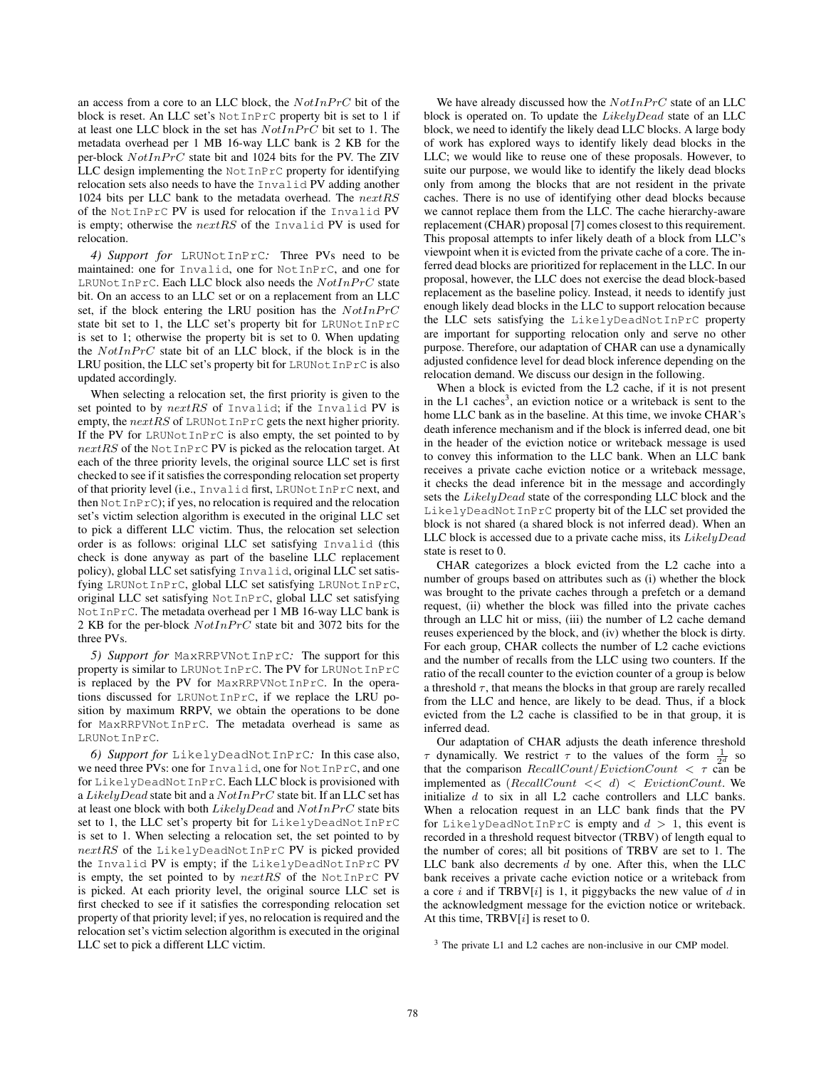an access from a core to an LLC block, the $NotInPrC$ bit of the block is reset. An LLC set's `NotInPrC` property bit is set to 1 if at least one LLC block in the set has $NotInPrC$ bit set to 1. The metadata overhead per 1 MB 16-way LLC bank is 2 KB for the per-block $NotInPrC$ state bit and 1024 bits for the PV. The ZIV LLC design implementing the `NotInPrC` property for identifying relocation sets also needs to have the `Invalid` PV adding another 1024 bits per LLC bank to the metadata overhead. The $nextRS$ of the `NotInPrC` PV is used for relocation if the `Invalid` PV is empty; otherwise the $nextRS$ of the `Invalid` PV is used for relocation.

*4) Support for* `LRUNotInPrC`*:* Three PVs need to be maintained: one for `Invalid`, one for `NotInPrC`, and one for `LRUNotInPrC`. Each LLC block also needs the $NotInPrC$ state bit. On an access to an LLC set or on a replacement from an LLC set, if the block entering the LRU position has the $NotInPrC$ state bit set to 1, the LLC set's property bit for `LRUNotInPrC` is set to 1; otherwise the property bit is set to 0. When updating the $NotInPrC$ state bit of an LLC block, if the block is in the LRU position, the LLC set's property bit for `LRUNotInPrC` is also updated accordingly.

When selecting a relocation set, the first priority is given to the set pointed to by $nextRS$ of `Invalid`; if the `Invalid` PV is empty, the $nextRS$ of `LRUNotInPrC` gets the next higher priority. If the PV for `LRUNotInPrC` is also empty, the set pointed to by $nextRS$ of the `NotInPrC` PV is picked as the relocation target. At each of the three priority levels, the original source LLC set is first checked to see if it satisfies the corresponding relocation set property of that priority level (i.e., `Invalid` first, `LRUNotInPrC` next, and then `NotInPrC`); if yes, no relocation is required and the relocation set's victim selection algorithm is executed in the original LLC set to pick a different LLC victim. Thus, the relocation set selection order is as follows: original LLC set satisfying `Invalid` (this check is done anyway as part of the baseline LLC replacement policy), global LLC set satisfying `Invalid`, original LLC set satisfying `LRUNotInPrC`, global LLC set satisfying `LRUNotInPrC`, original LLC set satisfying `NotInPrC`, global LLC set satisfying `NotInPrC`. The metadata overhead per 1 MB 16-way LLC bank is 2 KB for the per-block $NotInPrC$ state bit and 3072 bits for the three PVs.

*5) Support for* `MaxRRPVNotInPrC`*:* The support for this property is similar to `LRUNotInPrC`. The PV for `LRUNotInPrC` is replaced by the PV for `MaxRRPVNotInPrC`. In the operations discussed for `LRUNotInPrC`, if we replace the LRU position by maximum RRPV, we obtain the operations to be done for `MaxRRPVNotInPrC`. The metadata overhead is same as `LRUNotInPrC`.

*6) Support for* `LikelyDeadNotInPrC`*:* In this case also, we need three PVs: one for `Invalid`, one for `NotInPrC`, and one for `LikelyDeadNotInPrC`. Each LLC block is provisioned with a $LikelyDead$ state bit and a $NotInPrC$ state bit. If an LLC set has at least one block with both $LikelyDead$ and $NotInPrC$ state bits set to 1, the LLC set's property bit for `LikelyDeadNotInPrC` is set to 1. When selecting a relocation set, the set pointed to by $nextRS$ of the `LikelyDeadNotInPrC` PV is picked provided the `Invalid` PV is empty; if the `LikelyDeadNotInPrC` PV is empty, the set pointed to by $nextRS$ of the `NotInPrC` PV is picked. At each priority level, the original source LLC set is first checked to see if it satisfies the corresponding relocation set property of that priority level; if yes, no relocation is required and the relocation set's victim selection algorithm is executed in the original LLC set to pick a different LLC victim.

We have already discussed how the $NotInPrC$ state of an LLC block is operated on. To update the $LikelyDead$ state of an LLC block, we need to identify the likely dead LLC blocks. A large body of work has explored ways to identify likely dead blocks in the LLC; we would like to reuse one of these proposals. However, to suite our purpose, we would like to identify the likely dead blocks only from among the blocks that are not resident in the private caches. There is no use of identifying other dead blocks because we cannot replace them from the LLC. The cache hierarchy-aware replacement (CHAR) proposal [7] comes closest to this requirement. This proposal attempts to infer likely death of a block from LLC's viewpoint when it is evicted from the private cache of a core. The inferred dead blocks are prioritized for replacement in the LLC. In our proposal, however, the LLC does not exercise the dead block-based replacement as the baseline policy. Instead, it needs to identify just enough likely dead blocks in the LLC to support relocation because the LLC sets satisfying the `LikelyDeadNotInPrC` property are important for supporting relocation only and serve no other purpose. Therefore, our adaptation of CHAR can use a dynamically adjusted confidence level for dead block inference depending on the relocation demand. We discuss our design in the following.

When a block is evicted from the L2 cache, if it is not present in the L1 caches[3], an eviction notice or a writeback is sent to the home LLC bank as in the baseline. At this time, we invoke CHAR's death inference mechanism and if the block is inferred dead, one bit in the header of the eviction notice or writeback message is used to convey this information to the LLC bank. When an LLC bank receives a private cache eviction notice or a writeback message, it checks the dead inference bit in the message and accordingly sets the $LikelyDead$ state of the corresponding LLC block and the `LikelyDeadNotInPrC` property bit of the LLC set provided the block is not shared (a shared block is not inferred dead). When an LLC block is accessed due to a private cache miss, its $LikelyDead$ state is reset to 0.

CHAR categorizes a block evicted from the L2 cache into a number of groups based on attributes such as (i) whether the block was brought to the private caches through a prefetch or a demand request, (ii) whether the block was filled into the private caches through an LLC hit or miss, (iii) the number of L2 cache demand reuses experienced by the block, and (iv) whether the block is dirty. For each group, CHAR collects the number of L2 cache evictions and the number of recalls from the LLC using two counters. If the ratio of the recall counter to the eviction counter of a group is below a threshold $\tau$, that means the blocks in that group are rarely recalled from the LLC and hence, are likely to be dead. Thus, if a block evicted from the L2 cache is classified to be in that group, it is inferred dead.

Our adaptation of CHAR adjusts the death inference threshold $\tau$ dynamically. We restrict $\tau$ to the values of the form $\frac{1}{2^d}$ so that the comparison $RecallCount/EvictionCount < \tau$ can be implemented as $(RecallCount << d) < EvictionCount$. We initialize $d$ to six in all L2 cache controllers and LLC banks. When a relocation request in an LLC bank finds that the PV for `LikelyDeadNotInPrC` is empty and $d > 1$, this event is recorded in a threshold request bitvector (TRBV) of length equal to the number of cores; all bit positions of TRBV are set to 1. The LLC bank also decrements $d$ by one. After this, when the LLC bank receives a private cache eviction notice or a writeback from a core $i$ and if TRBV[$i$] is 1, it piggybacks the new value of $d$ in the acknowledgment message for the eviction notice or writeback. At this time, TRBV[$i$] is reset to 0.

[3] The private L1 and L2 caches are non-inclusive in our CMP model.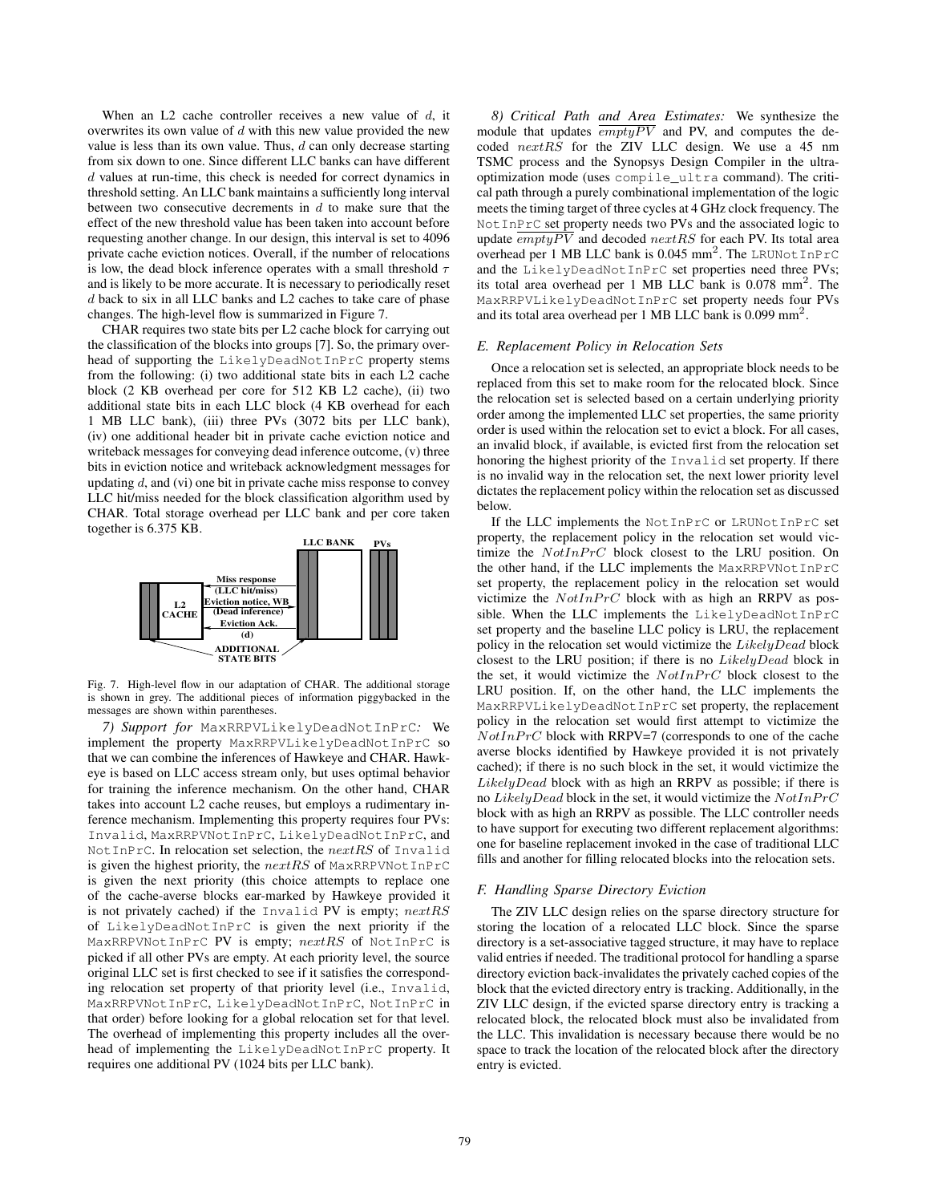When an L2 cache controller receives a new value of $d$, it overwrites its own value of $d$ with this new value provided the new value is less than its own value. Thus, $d$ can only decrease starting from six down to one. Since different LLC banks can have different $d$ values at run-time, this check is needed for correct dynamics in threshold setting. An LLC bank maintains a sufficiently long interval between two consecutive decrements in $d$ to make sure that the effect of the new threshold value has been taken into account before requesting another change. In our design, this interval is set to 4096 private cache eviction notices. Overall, if the number of relocations is low, the dead block inference operates with a small threshold $\tau$ and is likely to be more accurate. It is necessary to periodically reset $d$ back to six in all LLC banks and L2 caches to take care of phase changes. The high-level flow is summarized in Figure 7.

CHAR requires two state bits per L2 cache block for carrying out the classification of the blocks into groups [7]. So, the primary overhead of supporting the `LikelyDeadNotInPrC` property stems from the following: (i) two additional state bits in each L2 cache block (2 KB overhead per core for 512 KB L2 cache), (ii) two additional state bits in each LLC block (4 KB overhead for each 1 MB LLC bank), (iii) three PVs (3072 bits per LLC bank), (iv) one additional header bit in private cache eviction notice and writeback messages for conveying dead inference outcome, (v) three bits in eviction notice and writeback acknowledgment messages for updating $d$, and (vi) one bit in private cache miss response to convey LLC hit/miss needed for the block classification algorithm used by CHAR. Total storage overhead per LLC bank and per core taken together is 6.375 KB.

Fig. 7. High-level flow in our adaptation of CHAR. The additional storage is shown in grey. The additional pieces of information piggybacked in the messages are shown within parentheses.

*7) Support for* `MaxRRPVLikelyDeadNotInPrC`*:* We implement the property `MaxRRPVLikelyDeadNotInPrC` so that we can combine the inferences of Hawkeye and CHAR. Hawkeye is based on LLC access stream only, but uses optimal behavior for training the inference mechanism. On the other hand, CHAR takes into account L2 cache reuses, but employs a rudimentary inference mechanism. Implementing this property requires four PVs: `Invalid`, `MaxRRPVNotInPrC`, `LikelyDeadNotInPrC`, and `NotInPrC`. In relocation set selection, the $nextRS$ of `Invalid` is given the highest priority, the $nextRS$ of `MaxRRPVNotInPrC` is given the next priority (this choice attempts to replace one of the cache-averse blocks ear-marked by Hawkeye provided it is not privately cached) if the `Invalid` PV is empty; $nextRS$ of `LikelyDeadNotInPrC` is given the next priority if the `MaxRRPVNotInPrC` PV is empty; $nextRS$ of `NotInPrC` is picked if all other PVs are empty. At each priority level, the source original LLC set is first checked to see if it satisfies the corresponding relocation set property of that priority level (i.e., `Invalid`, `MaxRRPVNotInPrC`, `LikelyDeadNotInPrC`, `NotInPrC` in that order) before looking for a global relocation set for that level. The overhead of implementing this property includes all the overhead of implementing the `LikelyDeadNotInPrC` property. It requires one additional PV (1024 bits per LLC bank).

*8) Critical Path and Area Estimates:* We synthesize the module that updates $\overline{emptyPV}$ and PV, and computes the decoded $nextRS$ for the ZIV LLC design. We use a 45 nm TSMC process and the Synopsys Design Compiler in the ultra-optimization mode (uses `compile_ultra` command). The critical path through a purely combinational implementation of the logic meets the timing target of three cycles at 4 GHz clock frequency. The `NotInPrC` set property needs two PVs and the associated logic to update $\overline{emptyPV}$ and decoded $nextRS$ for each PV. Its total area overhead per 1 MB LLC bank is 0.045 mm$^2$. The `LRUNotInPrC` and the `LikelyDeadNotInPrC` set properties need three PVs; its total area overhead per 1 MB LLC bank is 0.078 mm$^2$. The `MaxRRPVLikelyDeadNotInPrC` set property needs four PVs and its total area overhead per 1 MB LLC bank is 0.099 mm$^2$.

### E. Replacement Policy in Relocation Sets

Once a relocation set is selected, an appropriate block needs to be replaced from this set to make room for the relocated block. Since the relocation set is selected based on a certain underlying priority order among the implemented LLC set properties, the same priority order is used within the relocation set to evict a block. For all cases, an invalid block, if available, is evicted first from the relocation set honoring the highest priority of the `Invalid` set property. If there is no invalid way in the relocation set, the next lower priority level dictates the replacement policy within the relocation set as discussed below.

If the LLC implements the `NotInPrC` or `LRUNotInPrC` set property, the replacement policy in the relocation set would victimize the $NotInPrC$ block closest to the LRU position. On the other hand, if the LLC implements the `MaxRRPVNotInPrC` set property, the replacement policy in the relocation set would victimize the $NotInPrC$ block with as high an RRPV as possible. When the LLC implements the `LikelyDeadNotInPrC` set property and the baseline LLC policy is LRU, the replacement policy in the relocation set would victimize the $LikelyDead$ block closest to the LRU position; if there is no $LikelyDead$ block in the set, it would victimize the $NotInPrC$ block closest to the LRU position. If, on the other hand, the LLC implements the `MaxRRPVLikelyDeadNotInPrC` set property, the replacement policy in the relocation set would first attempt to victimize the $NotInPrC$ block with RRPV=7 (corresponds to one of the cache averse blocks identified by Hawkeye provided it is not privately cached); if there is no such block in the set, it would victimize the $LikelyDead$ block with as high an RRPV as possible; if there is no $LikelyDead$ block in the set, it would victimize the $NotInPrC$ block with as high an RRPV as possible. The LLC controller needs to have support for executing two different replacement algorithms: one for baseline replacement invoked in the case of traditional LLC fills and another for filling relocated blocks into the relocation sets.

### F. Handling Sparse Directory Eviction

The ZIV LLC design relies on the sparse directory structure for storing the location of a relocated LLC block. Since the sparse directory is a set-associative tagged structure, it may have to replace valid entries if needed. The traditional protocol for handling a sparse directory eviction back-invalidates the privately cached copies of the block that the evicted directory entry is tracking. Additionally, in the ZIV LLC design, if the evicted sparse directory entry is tracking a relocated block, the relocated block must also be invalidated from the LLC. This invalidation is necessary because there would be no space to track the location of the relocated block after the directory entry is evicted.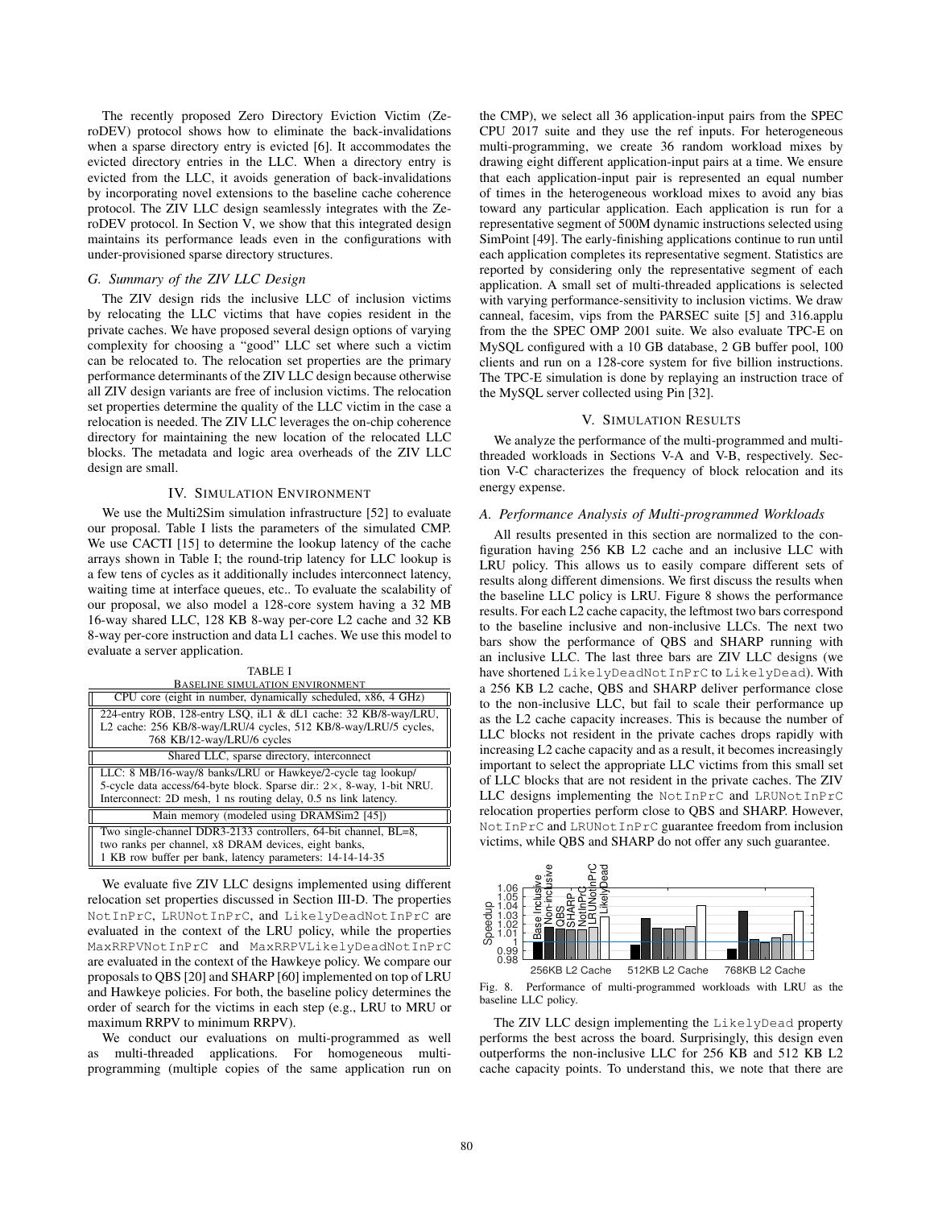The recently proposed Zero Directory Eviction Victim (ZeroDEV) protocol shows how to eliminate the back-invalidations when a sparse directory entry is evicted [6]. It accommodates the evicted directory entries in the LLC. When a directory entry is evicted from the LLC, it avoids generation of back-invalidations by incorporating novel extensions to the baseline cache coherence protocol. The ZIV LLC design seamlessly integrates with the ZeroDEV protocol. In Section V, we show that this integrated design maintains its performance leads even in the configurations with under-provisioned sparse directory structures.

### G. Summary of the ZIV LLC Design

The ZIV design rids the inclusive LLC of inclusion victims by relocating the LLC victims that have copies resident in the private caches. We have proposed several design options of varying complexity for choosing a "good" LLC set where such a victim can be relocated to. The relocation set properties are the primary performance determinants of the ZIV LLC design because otherwise all ZIV design variants are free of inclusion victims. The relocation set properties determine the quality of the LLC victim in the case a relocation is needed. The ZIV LLC leverages the on-chip coherence directory for maintaining the new location of the relocated LLC blocks. The metadata and logic area overheads of the ZIV LLC design are small.

## IV. Simulation Environment

We use the Multi2Sim simulation infrastructure [52] to evaluate our proposal. Table I lists the parameters of the simulated CMP. We use CACTI [15] to determine the lookup latency of the cache arrays shown in Table I; the round-trip latency for LLC lookup is a few tens of cycles as it additionally includes interconnect latency, waiting time at interface queues, etc.. To evaluate the scalability of our proposal, we also model a 128-core system having a 32 MB 16-way shared LLC, 128 KB 8-way per-core L2 cache and 32 KB 8-way per-core instruction and data L1 caches. We use this model to evaluate a server application.

TABLE I
Baseline simulation environment

| CPU core (eight in number, dynamically scheduled, x86, 4 GHz) |
|---|
| 224-entry ROB, 128-entry LSQ, iL1 & dL1 cache: 32 KB/8-way/LRU, L2 cache: 256 KB/8-way/LRU/4 cycles, 512 KB/8-way/LRU/5 cycles, 768 KB/12-way/LRU/6 cycles |
| Shared LLC, sparse directory, interconnect |
| LLC: 8 MB/16-way/8 banks/LRU or Hawkeye/2-cycle tag lookup/ 5-cycle data access/64-byte block. Sparse dir.: 2×, 8-way, 1-bit NRU. Interconnect: 2D mesh, 1 ns routing delay, 0.5 ns link latency. |
| Main memory (modeled using DRAMSim2 [45]) |
| Two single-channel DDR3-2133 controllers, 64-bit channel, BL=8, two ranks per channel, x8 DRAM devices, eight banks, 1 KB row buffer per bank, latency parameters: 14-14-14-35 |

We evaluate five ZIV LLC designs implemented using different relocation set properties discussed in Section III-D. The properties `NotInPrC`, `LRUNotInPrC`, and `LikelyDeadNotInPrC` are evaluated in the context of the LRU policy, while the properties `MaxRRPVNotInPrC` and `MaxRRPVLikelyDeadNotInPrC` are evaluated in the context of the Hawkeye policy. We compare our proposals to QBS [20] and SHARP [60] implemented on top of LRU and Hawkeye policies. For both, the baseline policy determines the order of search for the victims in each step (e.g., LRU to MRU or maximum RRPV to minimum RRPV).

We conduct our evaluations on multi-programmed as well as multi-threaded applications. For homogeneous multi-programming (multiple copies of the same application run on the CMP), we select all 36 application-input pairs from the SPEC CPU 2017 suite and they use the ref inputs. For heterogeneous multi-programming, we create 36 random workload mixes by drawing eight different application-input pairs at a time. We ensure that each application-input pair is represented an equal number of times in the heterogeneous workload mixes to avoid any bias toward any particular application. Each application is run for a representative segment of 500M dynamic instructions selected using SimPoint [49]. The early-finishing applications continue to run until each application completes its representative segment. Statistics are reported by considering only the representative segment of each application. A small set of multi-threaded applications is selected with varying performance-sensitivity to inclusion victims. We draw canneal, facesim, vips from the PARSEC suite [5] and 316.applu from the SPEC OMP 2001 suite. We also evaluate TPC-E on MySQL configured with a 10 GB database, 2 GB buffer pool, 100 clients and run on a 128-core system for five billion instructions. The TPC-E simulation is done by replaying an instruction trace of the MySQL server collected using Pin [32].

## V. Simulation Results

We analyze the performance of the multi-programmed and multi-threaded workloads in Sections V-A and V-B, respectively. Section V-C characterizes the frequency of block relocation and its energy expense.

### A. Performance Analysis of Multi-programmed Workloads

All results presented in this section are normalized to the configuration having 256 KB L2 cache and an inclusive LLC with LRU policy. This allows us to easily compare different sets of results along different dimensions. We first discuss the results when the baseline LLC policy is LRU. Figure 8 shows the performance results. For each L2 cache capacity, the leftmost two bars correspond to the baseline inclusive and non-inclusive LLCs. The next two bars show the performance of QBS and SHARP running with an inclusive LLC. The last three bars are ZIV LLC designs (we have shortened `LikelyDeadNotInPrC` to `LikelyDead`). With a 256 KB L2 cache, QBS and SHARP deliver performance close to the non-inclusive LLC, but fail to scale their performance up as the L2 cache capacity increases. This is because the number of LLC blocks not resident in the private caches drops rapidly with increasing L2 cache capacity and as a result, it becomes increasingly important to select the appropriate LLC victims from this small set of LLC blocks that are not resident in the private caches. The ZIV LLC designs implementing the `NotInPrC` and `LRUNotInPrC` relocation properties perform close to QBS and SHARP. However, `NotInPrC` and `LRUNotInPrC` guarantee freedom from inclusion victims, while QBS and SHARP do not offer any such guarantee.

Fig. 8. Performance of multi-programmed workloads with LRU as the baseline LLC policy.

The ZIV LLC design implementing the `LikelyDead` property performs the best across the board. Surprisingly, this design even outperforms the non-inclusive LLC for 256 KB and 512 KB L2 cache capacity points. To understand this, we note that there are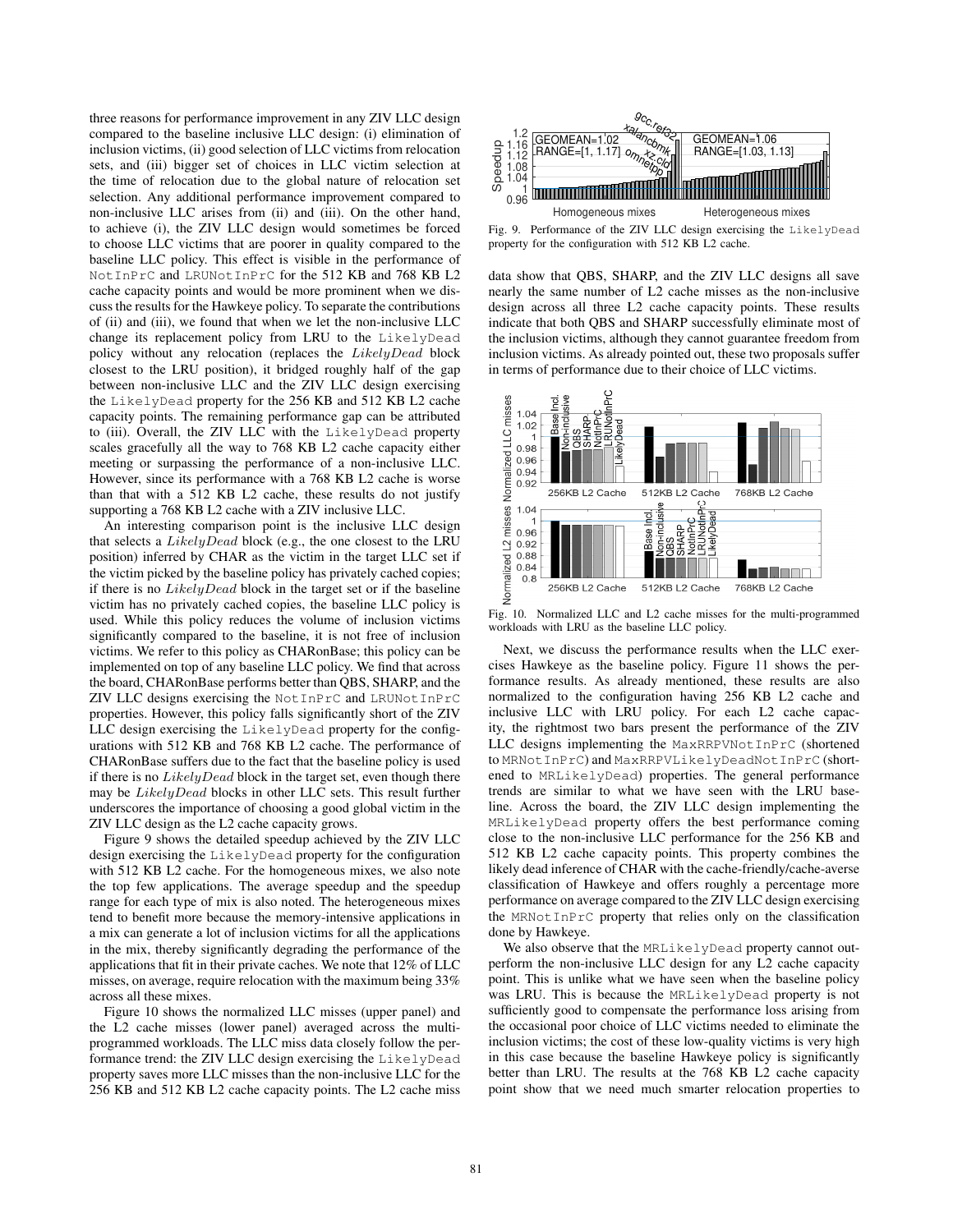three reasons for performance improvement in any ZIV LLC design compared to the baseline inclusive LLC design: (i) elimination of inclusion victims, (ii) good selection of LLC victims from relocation sets, and (iii) bigger set of choices in LLC victim selection at the time of relocation due to the global nature of relocation set selection. Any additional performance improvement compared to non-inclusive LLC arises from (ii) and (iii). On the other hand, to achieve (i), the ZIV LLC design would sometimes be forced to choose LLC victims that are poorer in quality compared to the baseline LLC policy. This effect is visible in the performance of `NotInPrC` and `LRUNotInPrC` for the 512 KB and 768 KB L2 cache capacity points and would be more prominent when we discuss the results for the Hawkeye policy. To separate the contributions of (ii) and (iii), we found that when we let the non-inclusive LLC change its replacement policy from LRU to the `LikelyDead` policy without any relocation (replaces the *LikelyDead* block closest to the LRU position), it bridged roughly half of the gap between non-inclusive LLC and the ZIV LLC design exercising the `LikelyDead` property for the 256 KB and 512 KB L2 cache capacity points. The remaining performance gap can be attributed to (iii). Overall, the ZIV LLC with the `LikelyDead` property scales gracefully all the way to 768 KB L2 cache capacity either meeting or surpassing the performance of a non-inclusive LLC. However, since its performance with a 768 KB L2 cache is worse than that with a 512 KB L2 cache, these results do not justify supporting a 768 KB L2 cache with a ZIV inclusive LLC.

An interesting comparison point is the inclusive LLC design that selects a *LikelyDead* block (e.g., the one closest to the LRU position) inferred by CHAR as the victim in the target LLC set if the victim picked by the baseline policy has privately cached copies; if there is no *LikelyDead* block in the target set or if the baseline victim has no privately cached copies, the baseline LLC policy is used. While this policy reduces the volume of inclusion victims significantly compared to the baseline, it is not free of inclusion victims. We refer to this policy as CHARonBase; this policy can be implemented on top of any baseline LLC policy. We find that across the board, CHARonBase performs better than QBS, SHARP, and the ZIV LLC designs exercising the `NotInPrC` and `LRUNotInPrC` properties. However, this policy falls significantly short of the ZIV LLC design exercising the `LikelyDead` property for the configurations with 512 KB and 768 KB L2 cache. The performance of CHARonBase suffers due to the fact that the baseline policy is used if there is no *LikelyDead* block in the target set, even though there may be *LikelyDead* blocks in other LLC sets. This result further underscores the importance of choosing a good global victim in the ZIV LLC design as the L2 cache capacity grows.

Figure 9 shows the detailed speedup achieved by the ZIV LLC design exercising the `LikelyDead` property for the configuration with 512 KB L2 cache. For the homogeneous mixes, we also note the top few applications. The average speedup and the speedup range for each type of mix is also noted. The heterogeneous mixes tend to benefit more because the memory-intensive applications in a mix can generate a lot of inclusion victims for all the applications in the mix, thereby significantly degrading the performance of the applications that fit in their private caches. We note that 12% of LLC misses, on average, require relocation with the maximum being 33% across all these mixes.

Figure 10 shows the normalized LLC misses (upper panel) and the L2 cache misses (lower panel) averaged across the multi-programmed workloads. The LLC miss data closely follow the performance trend: the ZIV LLC design exercising the `LikelyDead` property saves more LLC misses than the non-inclusive LLC for the 256 KB and 512 KB L2 cache capacity points. The L2 cache miss data show that QBS, SHARP, and the ZIV LLC designs all save nearly the same number of L2 cache misses as the non-inclusive design across all three L2 cache capacity points. These results indicate that both QBS and SHARP successfully eliminate most of the inclusion victims, although they cannot guarantee freedom from inclusion victims. As already pointed out, these two proposals suffer in terms of performance due to their choice of LLC victims.

Fig. 9. Performance of the ZIV LLC design exercising the `LikelyDead` property for the configuration with 512 KB L2 cache.

Fig. 10. Normalized LLC and L2 cache misses for the multi-programmed workloads with LRU as the baseline LLC policy.

Next, we discuss the performance results when the LLC exercises Hawkeye as the baseline policy. Figure 11 shows the performance results. As already mentioned, these results are also normalized to the configuration having 256 KB L2 cache and inclusive LLC with LRU policy. For each L2 cache capacity, the rightmost two bars present the performance of the ZIV LLC designs implementing the `MaxRRPVNotInPrC` (shortened to `MRNotInPrC`) and `MaxRRPVLikelyDeadNotInPrC` (shortened to `MRLikelyDead`) properties. The general performance trends are similar to what we have seen with the LRU baseline. Across the board, the ZIV LLC design implementing the `MRLikelyDead` property offers the best performance coming close to the non-inclusive LLC performance for the 256 KB and 512 KB L2 cache capacity points. This property combines the likely dead inference of CHAR with the cache-friendly/cache-averse classification of Hawkeye and offers roughly a percentage more performance on average compared to the ZIV LLC design exercising the `MRNotInPrC` property that relies only on the classification done by Hawkeye.

We also observe that the `MRLikelyDead` property cannot outperform the non-inclusive LLC design for any L2 cache capacity point. This is unlike what we have seen when the baseline policy was LRU. This is because the `MRLikelyDead` property is not sufficiently good to compensate the performance loss arising from the occasional poor choice of LLC victims needed to eliminate the inclusion victims; the cost of these low-quality victims is very high in this case because the baseline Hawkeye policy is significantly better than LRU. The results at the 768 KB L2 cache capacity point show that we need much smarter relocation properties to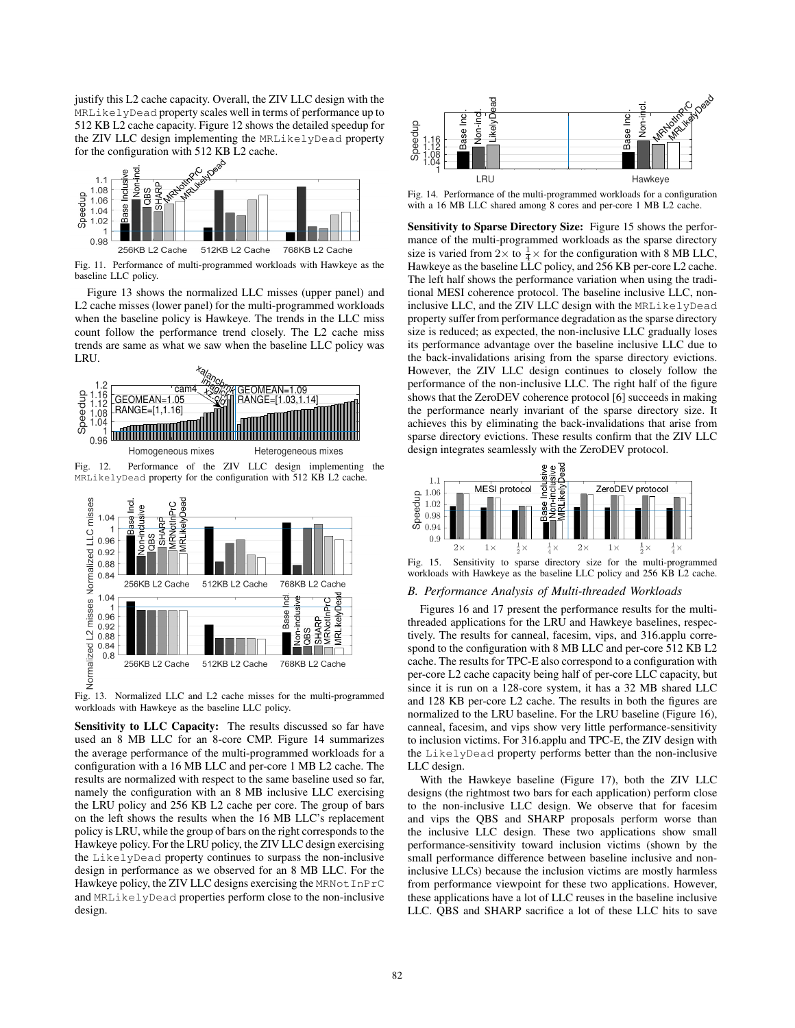justify this L2 cache capacity. Overall, the ZIV LLC design with the `MRLikelyDead` property scales well in terms of performance up to 512 KB L2 cache capacity. Figure 12 shows the detailed speedup for the ZIV LLC design implementing the `MRLikelyDead` property for the configuration with 512 KB L2 cache.

Fig. 11. Performance of multi-programmed workloads with Hawkeye as the baseline LLC policy.

Figure 13 shows the normalized LLC misses (upper panel) and L2 cache misses (lower panel) for the multi-programmed workloads when the baseline policy is Hawkeye. The trends in the LLC miss count follow the performance trend closely. The L2 cache miss trends are same as what we saw when the baseline LLC policy was LRU.

Fig. 12. Performance of the ZIV LLC design implementing the `MRLikelyDead` property for the configuration with 512 KB L2 cache.

Fig. 13. Normalized LLC and L2 cache misses for the multi-programmed workloads with Hawkeye as the baseline LLC policy.

**Sensitivity to LLC Capacity:** The results discussed so far have used an 8 MB LLC for an 8-core CMP. Figure 14 summarizes the average performance of the multi-programmed workloads for a configuration with a 16 MB LLC and per-core 1 MB L2 cache. The results are normalized with respect to the same baseline used so far, namely the configuration with an 8 MB inclusive LLC exercising the LRU policy and 256 KB L2 cache per core. The group of bars on the left shows the results when the 16 MB LLC's replacement policy is LRU, while the group of bars on the right corresponds to the Hawkeye policy. For the LRU policy, the ZIV LLC design exercising the `LikelyDead` property continues to surpass the non-inclusive design in performance as we observed for an 8 MB LLC. For the Hawkeye policy, the ZIV LLC designs exercising the `MRNotInPrC` and `MRLikelyDead` properties perform close to the non-inclusive design.

Fig. 14. Performance of the multi-programmed workloads for a configuration with a 16 MB LLC shared among 8 cores and per-core 1 MB L2 cache.

**Sensitivity to Sparse Directory Size:** Figure 15 shows the performance of the multi-programmed workloads as the sparse directory size is varied from $2\times$ to $\frac{1}{4}\times$ for the configuration with 8 MB LLC, Hawkeye as the baseline LLC policy, and 256 KB per-core L2 cache. The left half shows the performance variation when using the traditional MESI coherence protocol. The baseline inclusive LLC, non-inclusive LLC, and the ZIV LLC design with the `MRLikelyDead` property suffer from performance degradation as the sparse directory size is reduced; as expected, the non-inclusive LLC gradually loses its performance advantage over the baseline inclusive LLC due to the back-invalidations arising from the sparse directory evictions. However, the ZIV LLC design continues to closely follow the performance of the non-inclusive LLC. The right half of the figure shows that the ZeroDEV coherence protocol [6] succeeds in making the performance nearly invariant of the sparse directory size. It achieves this by eliminating the back-invalidations that arise from sparse directory evictions. These results confirm that the ZIV LLC design integrates seamlessly with the ZeroDEV protocol.

Fig. 15. Sensitivity to sparse directory size for the multi-programmed workloads with Hawkeye as the baseline LLC policy and 256 KB L2 cache.

### B. Performance Analysis of Multi-threaded Workloads

Figures 16 and 17 present the performance results for the multi-threaded applications for the LRU and Hawkeye baselines, respectively. The results for canneal, facesim, vips, and 316.applu correspond to the configuration with 8 MB LLC and per-core 512 KB L2 cache. The results for TPC-E also correspond to a configuration with per-core L2 cache capacity being half of per-core LLC capacity, but since it is run on a 128-core system, it has a 32 MB shared LLC and 128 KB per-core L2 cache. The results in both the figures are normalized to the LRU baseline. For the LRU baseline (Figure 16), canneal, facesim, and vips show very little performance-sensitivity to inclusion victims. For 316.applu and TPC-E, the ZIV design with the `LikelyDead` property performs better than the non-inclusive LLC design.

With the Hawkeye baseline (Figure 17), both the ZIV LLC designs (the rightmost two bars for each application) perform close to the non-inclusive LLC design. We observe that for facesim and vips the QBS and SHARP proposals perform worse than the inclusive LLC design. These two applications show small performance-sensitivity toward inclusion victims (shown by the small performance difference between baseline inclusive and non-inclusive LLCs) because the inclusion victims are mostly harmless from performance viewpoint for these two applications. However, these applications have a lot of LLC reuses in the baseline inclusive LLC. QBS and SHARP sacrifice a lot of these LLC hits to save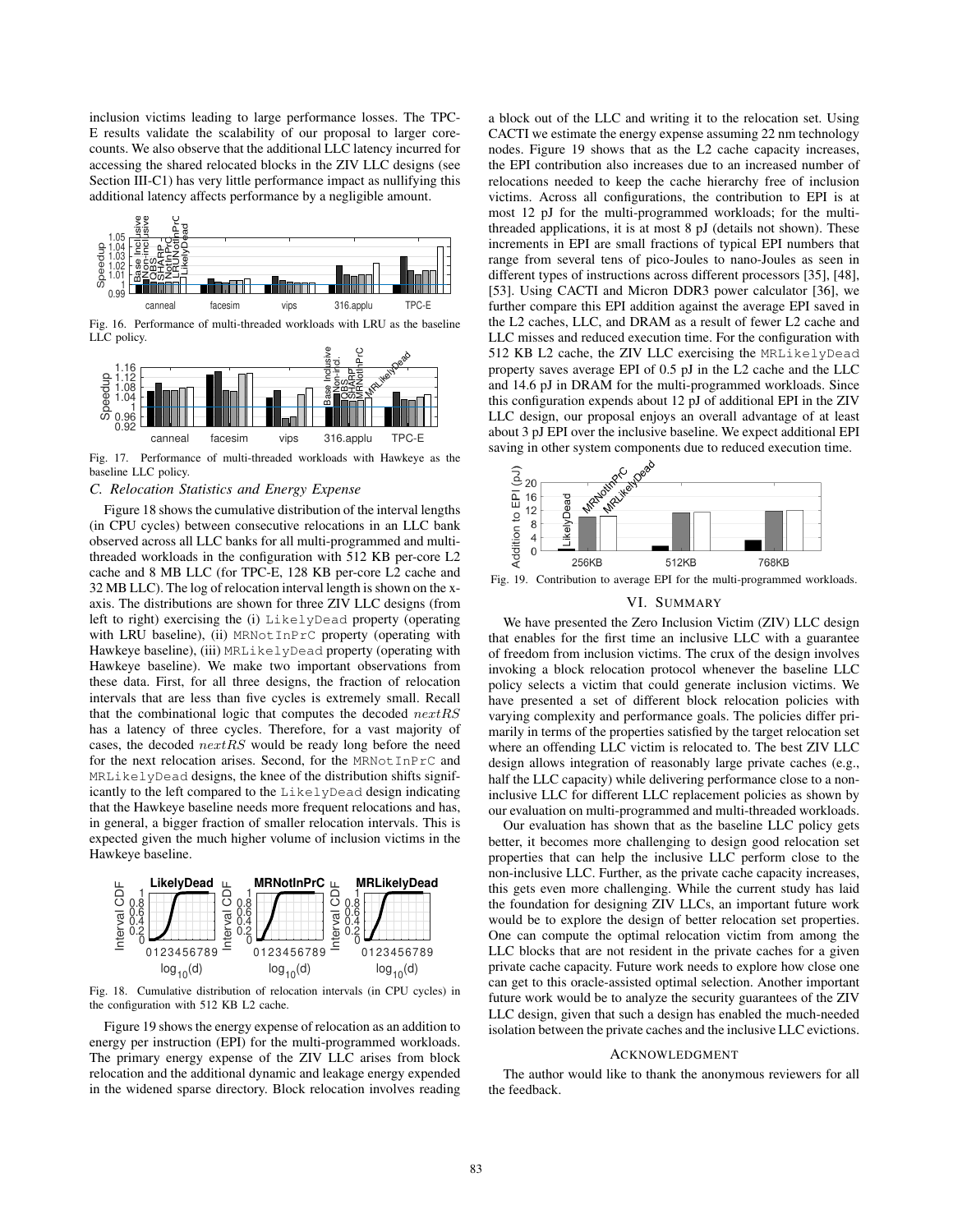inclusion victims leading to large performance losses. The TPC-E results validate the scalability of our proposal to larger core-counts. We also observe that the additional LLC latency incurred for accessing the shared relocated blocks in the ZIV LLC designs (see Section III-C1) has very little performance impact as nullifying this additional latency affects performance by a negligible amount.

Fig. 16. Performance of multi-threaded workloads with LRU as the baseline LLC policy.

Fig. 17. Performance of multi-threaded workloads with Hawkeye as the baseline LLC policy.

### C. Relocation Statistics and Energy Expense

Figure 18 shows the cumulative distribution of the interval lengths (in CPU cycles) between consecutive relocations in an LLC bank observed across all LLC banks for all multi-programmed and multi-threaded workloads in the configuration with 512 KB per-core L2 cache and 8 MB LLC (for TPC-E, 128 KB per-core L2 cache and 32 MB LLC). The log of relocation interval length is shown on the x-axis. The distributions are shown for three ZIV LLC designs (from left to right) exercising the (i) `LikelyDead` property (operating with LRU baseline), (ii) `MRNotInPrC` property (operating with Hawkeye baseline), (iii) `MRLikelyDead` property (operating with Hawkeye baseline). We make two important observations from these data. First, for all three designs, the fraction of relocation intervals that are less than five cycles is extremely small. Recall that the combinational logic that computes the decoded $nextRS$ has a latency of three cycles. Therefore, for a vast majority of cases, the decoded $nextRS$ would be ready long before the need for the next relocation arises. Second, for the `MRNotInPrC` and `MRLikelyDead` designs, the knee of the distribution shifts significantly to the left compared to the `LikelyDead` design indicating that the Hawkeye baseline needs more frequent relocations and has, in general, a bigger fraction of smaller relocation intervals. This is expected given the much higher volume of inclusion victims in the Hawkeye baseline.

Fig. 18. Cumulative distribution of relocation intervals (in CPU cycles) in the configuration with 512 KB L2 cache.

Figure 19 shows the energy expense of relocation as an addition to energy per instruction (EPI) for the multi-programmed workloads. The primary energy expense of the ZIV LLC arises from block relocation and the additional dynamic and leakage energy expended in the widened sparse directory. Block relocation involves reading a block out of the LLC and writing it to the relocation set. Using CACTI we estimate the energy expense assuming 22 nm technology nodes. Figure 19 shows that as the L2 cache capacity increases, the EPI contribution also increases due to an increased number of relocations needed to keep the cache hierarchy free of inclusion victims. Across all configurations, the contribution to EPI is at most 12 pJ for the multi-programmed workloads; for the multi-threaded applications, it is at most 8 pJ (details not shown). These increments in EPI are small fractions of typical EPI numbers that range from several tens of pico-Joules to nano-Joules as seen in different types of instructions across different processors [35], [48], [53]. Using CACTI and Micron DDR3 power calculator [36], we further compare this EPI addition against the average EPI saved in the L2 caches, LLC, and DRAM as a result of fewer L2 cache and LLC misses and reduced execution time. For the configuration with 512 KB L2 cache, the ZIV LLC exercising the `MRLikelyDead` property saves average EPI of 0.5 pJ in the L2 cache and the LLC and 14.6 pJ in DRAM for the multi-programmed workloads. Since this configuration expends about 12 pJ of additional EPI in the ZIV LLC design, our proposal enjoys an overall advantage of at least about 3 pJ EPI over the inclusive baseline. We expect additional EPI saving in other system components due to reduced execution time.

Fig. 19. Contribution to average EPI for the multi-programmed workloads.

## VI. Summary

We have presented the Zero Inclusion Victim (ZIV) LLC design that enables for the first time an inclusive LLC with a guarantee of freedom from inclusion victims. The crux of the design involves invoking a block relocation protocol whenever the baseline LLC policy selects a victim that could generate inclusion victims. We have presented a set of different block relocation policies with varying complexity and performance goals. The policies differ primarily in terms of the properties satisfied by the target relocation set where an offending LLC victim is relocated to. The best ZIV LLC design allows integration of reasonably large private caches (e.g., half the LLC capacity) while delivering performance close to a non-inclusive LLC for different LLC replacement policies as shown by our evaluation on multi-programmed and multi-threaded workloads.

Our evaluation has shown that as the baseline LLC policy gets better, it becomes more challenging to design good relocation set properties that can help the inclusive LLC perform close to the non-inclusive LLC. Further, as the private cache capacity increases, this gets even more challenging. While the current study has laid the foundation for designing ZIV LLCs, an important future work would be to explore the design of better relocation set properties. One can compute the optimal relocation victim from among the LLC blocks that are not resident in the private caches for a given private cache capacity. Future work needs to explore how close one can get to this oracle-assisted optimal selection. Another important future work would be to analyze the security guarantees of the ZIV LLC design, given that such a design has enabled the much-needed isolation between the private caches and the inclusive LLC evictions.

## Acknowledgment

The author would like to thank the anonymous reviewers for all the feedback.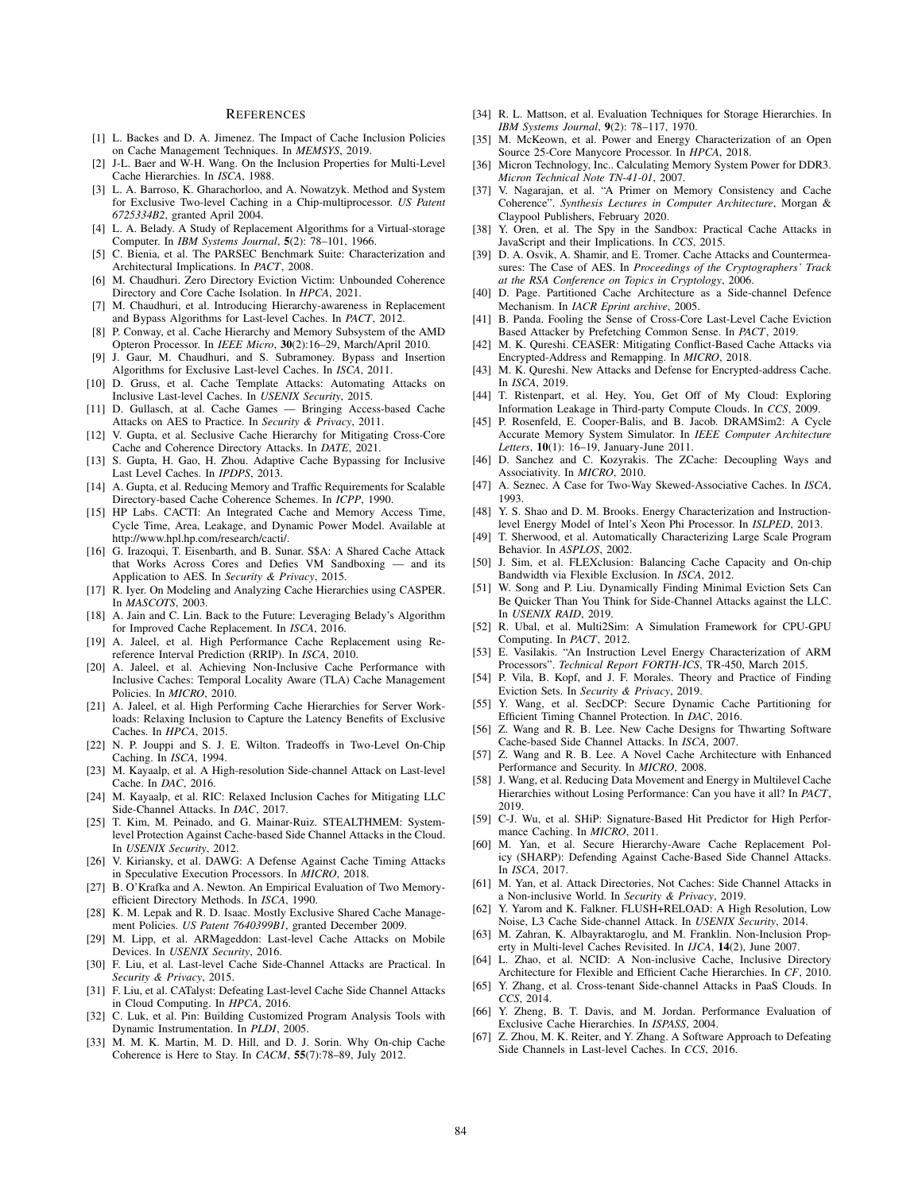## References

[1] L. Backes and D. A. Jimenez. The Impact of Cache Inclusion Policies on Cache Management Techniques. In *MEMSYS*, 2019.

[2] J-L. Baer and W-H. Wang. On the Inclusion Properties for Multi-Level Cache Hierarchies. In *ISCA*, 1988.

[3] L. A. Barroso, K. Gharachorloo, and A. Nowatzyk. Method and System for Exclusive Two-level Caching in a Chip-multiprocessor. *US Patent 6725334B2*, granted April 2004.

[4] L. A. Belady. A Study of Replacement Algorithms for a Virtual-storage Computer. In *IBM Systems Journal*, **5**(2): 78–101, 1966.

[5] C. Bienia, et al. The PARSEC Benchmark Suite: Characterization and Architectural Implications. In *PACT*, 2008.

[6] M. Chaudhuri. Zero Directory Eviction Victim: Unbounded Coherence Directory and Core Cache Isolation. In *HPCA*, 2021.

[7] M. Chaudhuri, et al. Introducing Hierarchy-awareness in Replacement and Bypass Algorithms for Last-level Caches. In *PACT*, 2012.

[8] P. Conway, et al. Cache Hierarchy and Memory Subsystem of the AMD Opteron Processor. In *IEEE Micro*, **30**(2):16–29, March/April 2010.

[9] J. Gaur, M. Chaudhuri, and S. Subramoney. Bypass and Insertion Algorithms for Exclusive Last-level Caches. In *ISCA*, 2011.

[10] D. Gruss, et al. Cache Template Attacks: Automating Attacks on Inclusive Last-level Caches. In *USENIX Security*, 2015.

[11] D. Gullasch, at al. Cache Games — Bringing Access-based Cache Attacks on AES to Practice. In *Security & Privacy*, 2011.

[12] V. Gupta, et al. Seclusive Cache Hierarchy for Mitigating Cross-Core Cache and Coherence Directory Attacks. In *DATE*, 2021.

[13] S. Gupta, H. Gao, H. Zhou. Adaptive Cache Bypassing for Inclusive Last Level Caches. In *IPDPS*, 2013.

[14] A. Gupta, et al. Reducing Memory and Traffic Requirements for Scalable Directory-based Cache Coherence Schemes. In *ICPP*, 1990.

[15] HP Labs. CACTI: An Integrated Cache and Memory Access Time, Cycle Time, Area, Leakage, and Dynamic Power Model. Available at http://www.hpl.hp.com/research/cacti/.

[16] G. Irazoqui, T. Eisenbarth, and B. Sunar. S$A: A Shared Cache Attack that Works Across Cores and Defies VM Sandboxing — and its Application to AES. In *Security & Privacy*, 2015.

[17] R. Iyer. On Modeling and Analyzing Cache Hierarchies using CASPER. In *MASCOTS*, 2003.

[18] A. Jain and C. Lin. Back to the Future: Leveraging Belady's Algorithm for Improved Cache Replacement. In *ISCA*, 2016.

[19] A. Jaleel, et al. High Performance Cache Replacement using Re-reference Interval Prediction (RRIP). In *ISCA*, 2010.

[20] A. Jaleel, et al. Achieving Non-Inclusive Cache Performance with Inclusive Caches: Temporal Locality Aware (TLA) Cache Management Policies. In *MICRO*, 2010.

[21] A. Jaleel, et al. High Performing Cache Hierarchies for Server Workloads: Relaxing Inclusion to Capture the Latency Benefits of Exclusive Caches. In *HPCA*, 2015.

[22] N. P. Jouppi and S. J. E. Wilton. Tradeoffs in Two-Level On-Chip Caching. In *ISCA*, 1994.

[23] M. Kayaalp, et al. A High-resolution Side-channel Attack on Last-level Cache. In *DAC*, 2016.

[24] M. Kayaalp, et al. RIC: Relaxed Inclusion Caches for Mitigating LLC Side-Channel Attacks. In *DAC*, 2017.

[25] T. Kim, M. Peinado, and G. Mainar-Ruiz. STEALTHMEM: System-level Protection Against Cache-based Side Channel Attacks in the Cloud. In *USENIX Security*, 2012.

[26] V. Kiriansky, et al. DAWG: A Defense Against Cache Timing Attacks in Speculative Execution Processors. In *MICRO*, 2018.

[27] B. O'Krafka and A. Newton. An Empirical Evaluation of Two Memory-efficient Directory Methods. In *ISCA*, 1990.

[28] K. M. Lepak and R. D. Isaac. Mostly Exclusive Shared Cache Management Policies. *US Patent 7640399B1*, granted December 2009.

[29] M. Lipp, et al. ARMageddon: Last-level Cache Attacks on Mobile Devices. In *USENIX Security*, 2016.

[30] F. Liu, et al. Last-level Cache Side-Channel Attacks are Practical. In *Security & Privacy*, 2015.

[31] F. Liu, et al. CATalyst: Defeating Last-level Cache Side Channel Attacks in Cloud Computing. In *HPCA*, 2016.

[32] C. Luk, et al. Pin: Building Customized Program Analysis Tools with Dynamic Instrumentation. In *PLDI*, 2005.

[33] M. M. K. Martin, M. D. Hill, and D. J. Sorin. Why On-chip Cache Coherence is Here to Stay. In *CACM*, **55**(7):78–89, July 2012.

[34] R. L. Mattson, et al. Evaluation Techniques for Storage Hierarchies. In *IBM Systems Journal*, **9**(2): 78–117, 1970.

[35] M. McKeown, et al. Power and Energy Characterization of an Open Source 25-Core Manycore Processor. In *HPCA*, 2018.

[36] Micron Technology, Inc.. Calculating Memory System Power for DDR3. *Micron Technical Note TN-41-01*, 2007.

[37] V. Nagarajan, et al. "A Primer on Memory Consistency and Cache Coherence". *Synthesis Lectures in Computer Architecture*, Morgan & Claypool Publishers, February 2020.

[38] Y. Oren, et al. The Spy in the Sandbox: Practical Cache Attacks in JavaScript and their Implications. In *CCS*, 2015.

[39] D. A. Osvik, A. Shamir, and E. Tromer. Cache Attacks and Countermeasures: The Case of AES. In *Proceedings of the Cryptographers' Track at the RSA Conference on Topics in Cryptology*, 2006.

[40] D. Page. Partitioned Cache Architecture as a Side-channel Defence Mechanism. In *IACR Eprint archive*, 2005.

[41] B. Panda. Fooling the Sense of Cross-Core Last-Level Cache Eviction Based Attacker by Prefetching Common Sense. In *PACT*, 2019.

[42] M. K. Qureshi. CEASER: Mitigating Conflict-Based Cache Attacks via Encrypted-Address and Remapping. In *MICRO*, 2018.

[43] M. K. Qureshi. New Attacks and Defense for Encrypted-address Cache. In *ISCA*, 2019.

[44] T. Ristenpart, et al. Hey, You, Get Off of My Cloud: Exploring Information Leakage in Third-party Compute Clouds. In *CCS*, 2009.

[45] P. Rosenfeld, E. Cooper-Balis, and B. Jacob. DRAMSim2: A Cycle Accurate Memory System Simulator. In *IEEE Computer Architecture Letters*, **10**(1): 16–19, January-June 2011.

[46] D. Sanchez and C. Kozyrakis. The ZCache: Decoupling Ways and Associativity. In *MICRO*, 2010.

[47] A. Seznec. A Case for Two-Way Skewed-Associative Caches. In *ISCA*, 1993.

[48] Y. S. Shao and D. M. Brooks. Energy Characterization and Instruction-level Energy Model of Intel's Xeon Phi Processor. In *ISLPED*, 2013.

[49] T. Sherwood, et al. Automatically Characterizing Large Scale Program Behavior. In *ASPLOS*, 2002.

[50] J. Sim, et al. FLEXclusion: Balancing Cache Capacity and On-chip Bandwidth via Flexible Exclusion. In *ISCA*, 2012.

[51] W. Song and P. Liu. Dynamically Finding Minimal Eviction Sets Can Be Quicker Than You Think for Side-Channel Attacks against the LLC. In *USENIX RAID*, 2019.

[52] R. Ubal, et al. Multi2Sim: A Simulation Framework for CPU-GPU Computing. In *PACT*, 2012.

[53] E. Vasilakis. "An Instruction Level Energy Characterization of ARM Processors". *Technical Report FORTH-ICS*, TR-450, March 2015.

[54] P. Vila, B. Kopf, and J. F. Morales. Theory and Practice of Finding Eviction Sets. In *Security & Privacy*, 2019.

[55] Y. Wang, et al. SecDCP: Secure Dynamic Cache Partitioning for Efficient Timing Channel Protection. In *DAC*, 2016.

[56] Z. Wang and R. B. Lee. New Cache Designs for Thwarting Software Cache-based Side Channel Attacks. In *ISCA*, 2007.

[57] Z. Wang and R. B. Lee. A Novel Cache Architecture with Enhanced Performance and Security. In *MICRO*, 2008.

[58] J. Wang, et al. Reducing Data Movement and Energy in Multilevel Cache Hierarchies without Losing Performance: Can you have it all? In *PACT*, 2019.

[59] C-J. Wu, et al. SHiP: Signature-Based Hit Predictor for High Performance Caching. In *MICRO*, 2011.

[60] M. Yan, et al. Secure Hierarchy-Aware Cache Replacement Policy (SHARP): Defending Against Cache-Based Side Channel Attacks. In *ISCA*, 2017.

[61] M. Yan, et al. Attack Directories, Not Caches: Side Channel Attacks in a Non-inclusive World. In *Security & Privacy*, 2019.

[62] Y. Yarom and K. Falkner. FLUSH+RELOAD: A High Resolution, Low Noise, L3 Cache Side-channel Attack. In *USENIX Security*, 2014.

[63] M. Zahran, K. Albayraktaroglu, and M. Franklin. Non-Inclusion Property in Multi-level Caches Revisited. In *IJCA*, **14**(2), June 2007.

[64] L. Zhao, et al. NCID: A Non-inclusive Cache, Inclusive Directory Architecture for Flexible and Efficient Cache Hierarchies. In *CF*, 2010.

[65] Y. Zhang, et al. Cross-tenant Side-channel Attacks in PaaS Clouds. In *CCS*, 2014.

[66] Y. Zheng, B. T. Davis, and M. Jordan. Performance Evaluation of Exclusive Cache Hierarchies. In *ISPASS*, 2004.

[67] Z. Zhou, M. K. Reiter, and Y. Zhang. A Software Approach to Defeating Side Channels in Last-level Caches. In *CCS*, 2016.